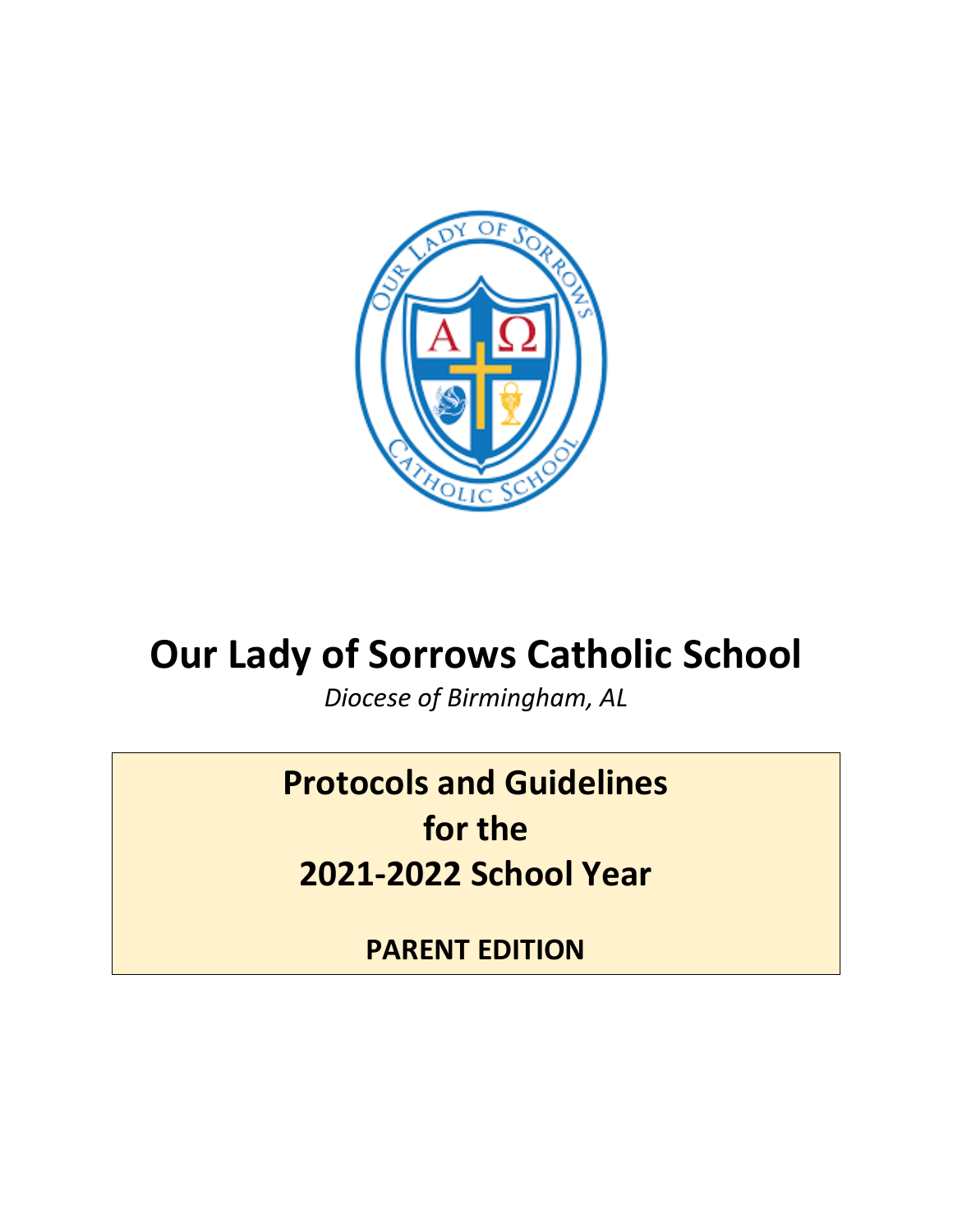# Our Lady of Sorrows Catholic School

*Diocese of Birmingham, AL*

## Protocols and Guidelines for the 2021-2022 School Year

**PARENT EDITION**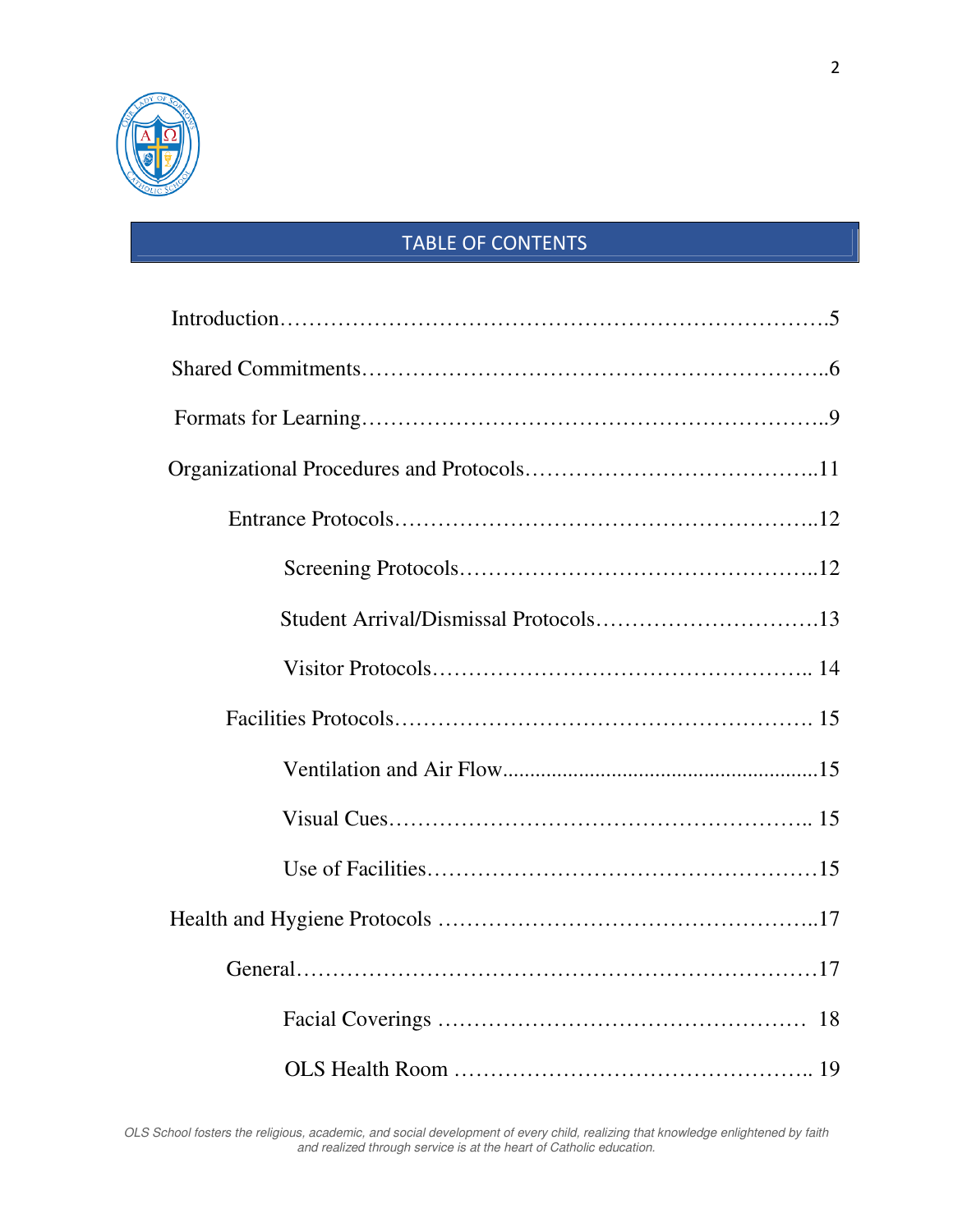## TABLE OF CONTENTS

Introduction……………………………………………………………………5

Shared Commitments…………………………………………………………6

Formats for Learning…………………………………………………………9

Organizational Procedures and Protocols……………………………………11

- Entrance Protocols……………………………………………………12
  - Screening Protocols……………………………………………12
  - Student Arrival/Dismissal Protocols…………………………13
  - Visitor Protocols………………………………………………14
- Facilities Protocols……………………………………………………15
  - Ventilation and Air Flow………………………………………15
  - Visual Cues……………………………………………………15
  - Use of Facilities………………………………………………15

Health and Hygiene Protocols ………………………………………………17

- General…………………………………………………………………17
  - Facial Coverings ………………………………………………18
  - OLS Health Room ……………………………………………19

*OLS School fosters the religious, academic, and social development of every child, realizing that knowledge enlightened by faith and realized through service is at the heart of Catholic education.*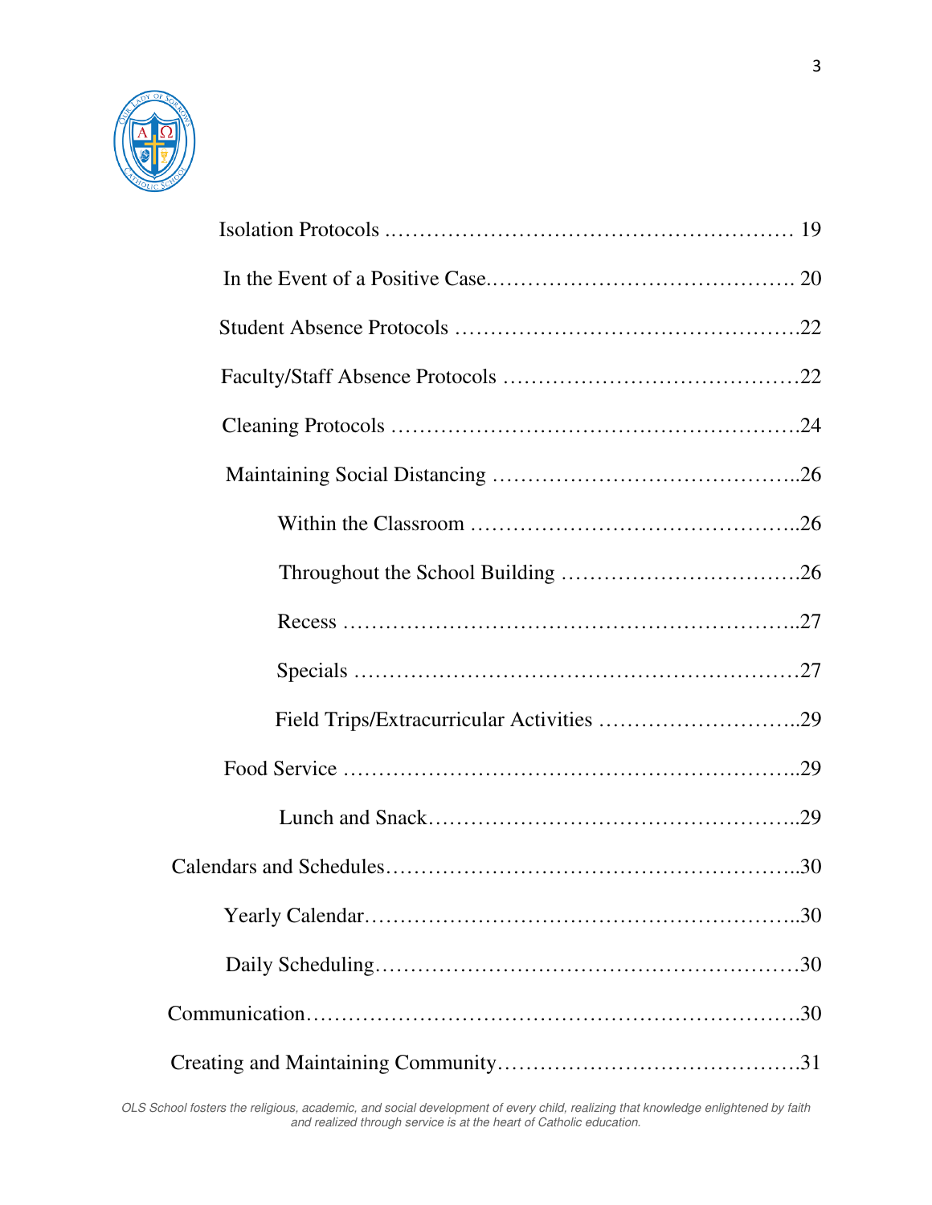Isolation Protocols ........................................................ 19

In the Event of a Positive Case........................................... 20

Student Absence Protocols ..................................................22

Faculty/Staff Absence Protocols ...........................................22

Cleaning Protocols ...........................................................24

Maintaining Social Distancing .............................................26

- Within the Classroom ..............................................26
- Throughout the School Building ..................................26
- Recess ..................................................................27
- Specials ................................................................27
- Field Trips/Extracurricular Activities ............................29

Food Service ....................................................................29

- Lunch and Snack......................................................29

Calendars and Schedules...........................................................30

- Yearly Calendar.............................................................30
- Daily Scheduling............................................................30

Communication.......................................................................30

Creating and Maintaining Community...........................................31

*OLS School fosters the religious, academic, and social development of every child, realizing that knowledge enlightened by faith and realized through service is at the heart of Catholic education.*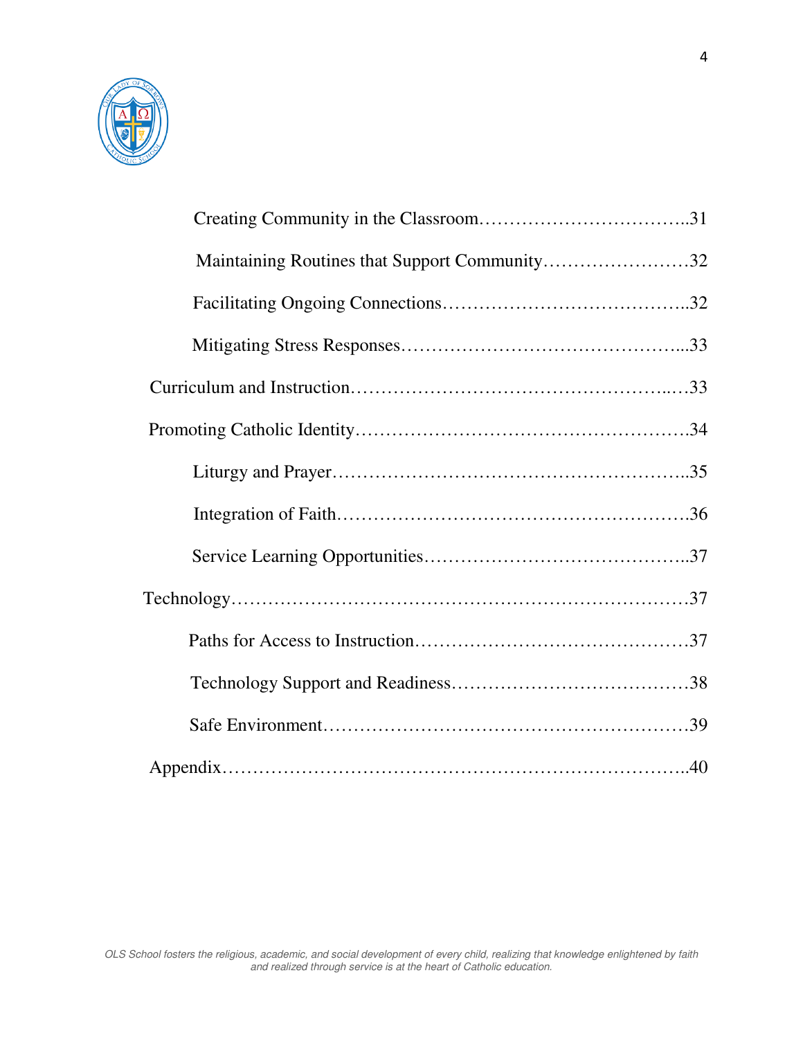Creating Community in the Classroom……………………………..31

Maintaining Routines that Support Community……………………32

Facilitating Ongoing Connections…………………………………..32

Mitigating Stress Responses………………………………………...33

Curriculum and Instruction……………………………………………..33

Promoting Catholic Identity……………………………………………34

Liturgy and Prayer…………………………………………………..35

Integration of Faith………………………………………………….36

Service Learning Opportunities……………………………………..37

Technology……………………………………………………………….37

Paths for Access to Instruction……………………………………...37

Technology Support and Readiness…………………………………38

Safe Environment……………………………………………………39

Appendix…………………………………………………………………..40

*OLS School fosters the religious, academic, and social development of every child, realizing that knowledge enlightened by faith and realized through service is at the heart of Catholic education.*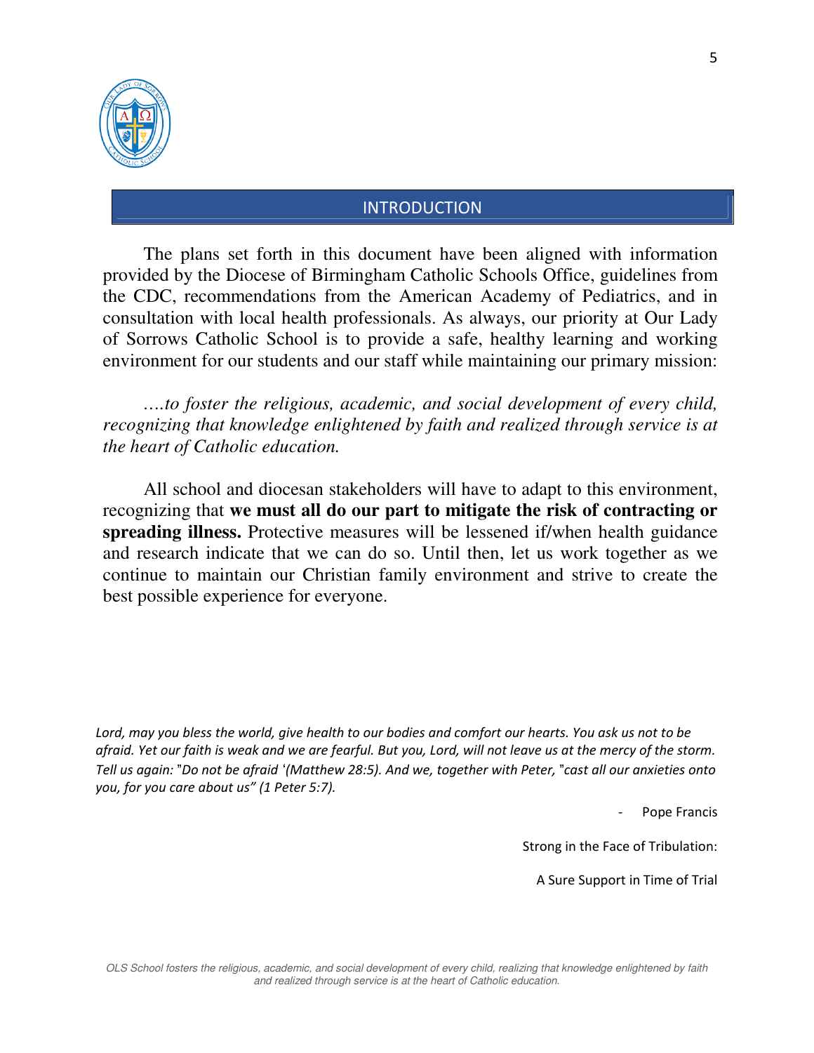## INTRODUCTION

The plans set forth in this document have been aligned with information provided by the Diocese of Birmingham Catholic Schools Office, guidelines from the CDC, recommendations from the American Academy of Pediatrics, and in consultation with local health professionals. As always, our priority at Our Lady of Sorrows Catholic School is to provide a safe, healthy learning and working environment for our students and our staff while maintaining our primary mission:

*….to foster the religious, academic, and social development of every child, recognizing that knowledge enlightened by faith and realized through service is at the heart of Catholic education.*

All school and diocesan stakeholders will have to adapt to this environment, recognizing that **we must all do our part to mitigate the risk of contracting or spreading illness.** Protective measures will be lessened if/when health guidance and research indicate that we can do so. Until then, let us work together as we continue to maintain our Christian family environment and strive to create the best possible experience for everyone.

*Lord, may you bless the world, give health to our bodies and comfort our hearts. You ask us not to be afraid. Yet our faith is weak and we are fearful. But you, Lord, will not leave us at the mercy of the storm. Tell us again: "Do not be afraid '(Matthew 28:5). And we, together with Peter, "cast all our anxieties onto you, for you care about us" (1 Peter 5:7).*

- Pope Francis

Strong in the Face of Tribulation:

A Sure Support in Time of Trial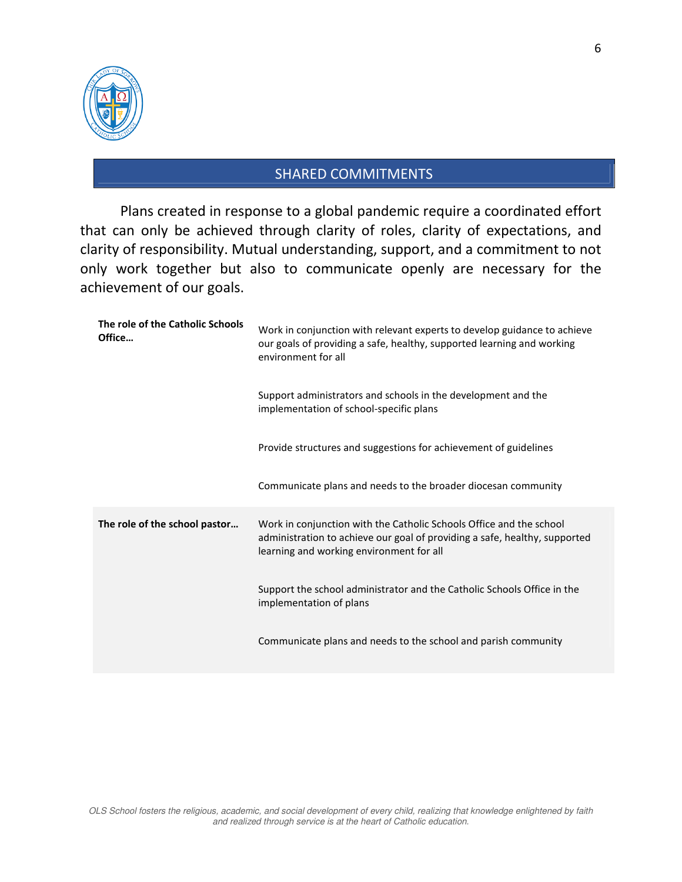## SHARED COMMITMENTS

Plans created in response to a global pandemic require a coordinated effort that can only be achieved through clarity of roles, clarity of expectations, and clarity of responsibility. Mutual understanding, support, and a commitment to not only work together but also to communicate openly are necessary for the achievement of our goals.

| | |
|---|---|
| **The role of the Catholic Schools Office…** | Work in conjunction with relevant experts to develop guidance to achieve our goals of providing a safe, healthy, supported learning and working environment for all |
| | Support administrators and schools in the development and the implementation of school-specific plans |
| | Provide structures and suggestions for achievement of guidelines |
| | Communicate plans and needs to the broader diocesan community |
| **The role of the school pastor…** | Work in conjunction with the Catholic Schools Office and the school administration to achieve our goal of providing a safe, healthy, supported learning and working environment for all |
| | Support the school administrator and the Catholic Schools Office in the implementation of plans |
| | Communicate plans and needs to the school and parish community |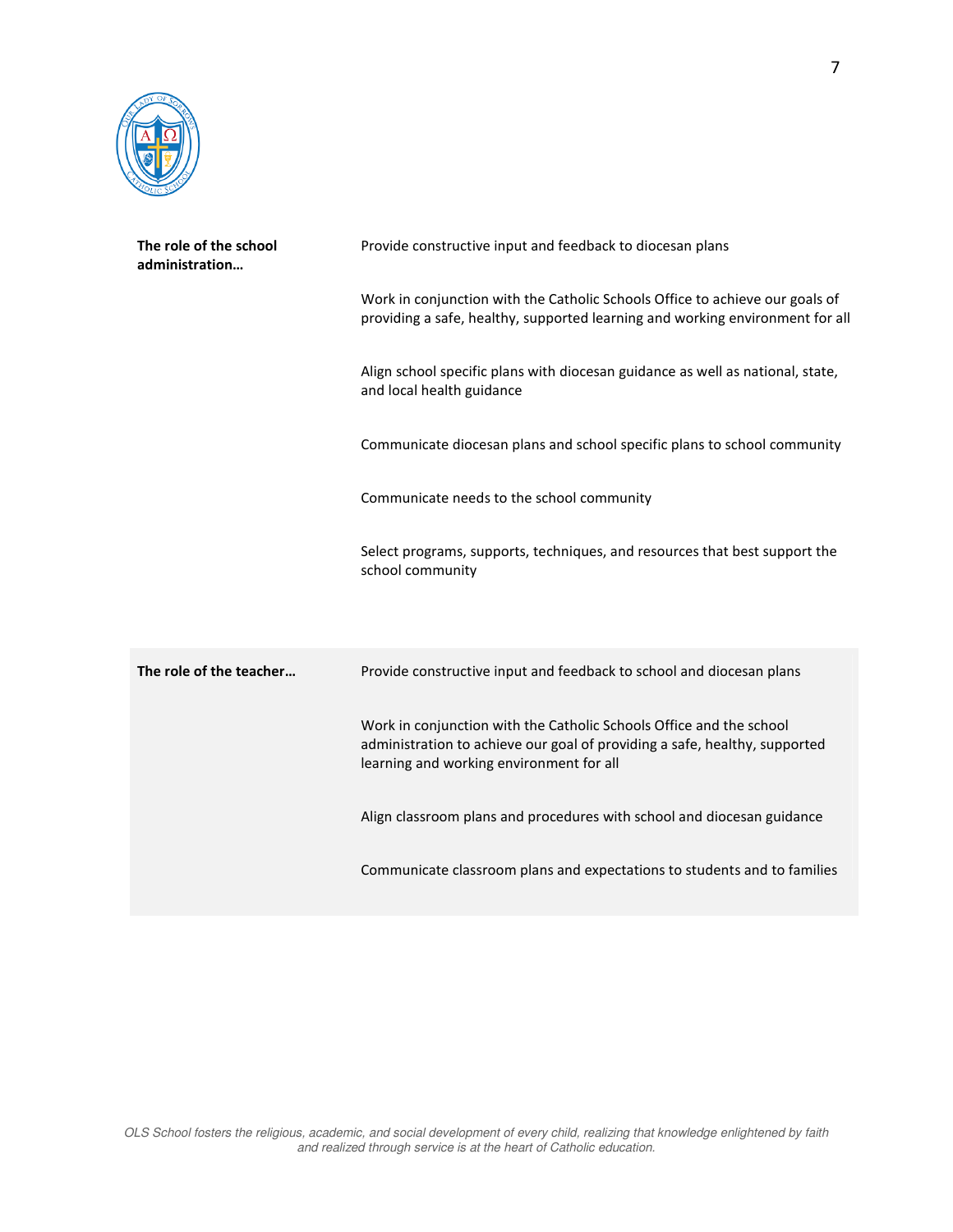| | |
|---|---|
| **The role of the school administration…** | Provide constructive input and feedback to diocesan plans |
| | Work in conjunction with the Catholic Schools Office to achieve our goals of providing a safe, healthy, supported learning and working environment for all |
| | Align school specific plans with diocesan guidance as well as national, state, and local health guidance |
| | Communicate diocesan plans and school specific plans to school community |
| | Communicate needs to the school community |
| | Select programs, supports, techniques, and resources that best support the school community |

| | |
|---|---|
| **The role of the teacher…** | Provide constructive input and feedback to school and diocesan plans |
| | Work in conjunction with the Catholic Schools Office and the school administration to achieve our goal of providing a safe, healthy, supported learning and working environment for all |
| | Align classroom plans and procedures with school and diocesan guidance |
| | Communicate classroom plans and expectations to students and to families |

*OLS School fosters the religious, academic, and social development of every child, realizing that knowledge enlightened by faith and realized through service is at the heart of Catholic education.*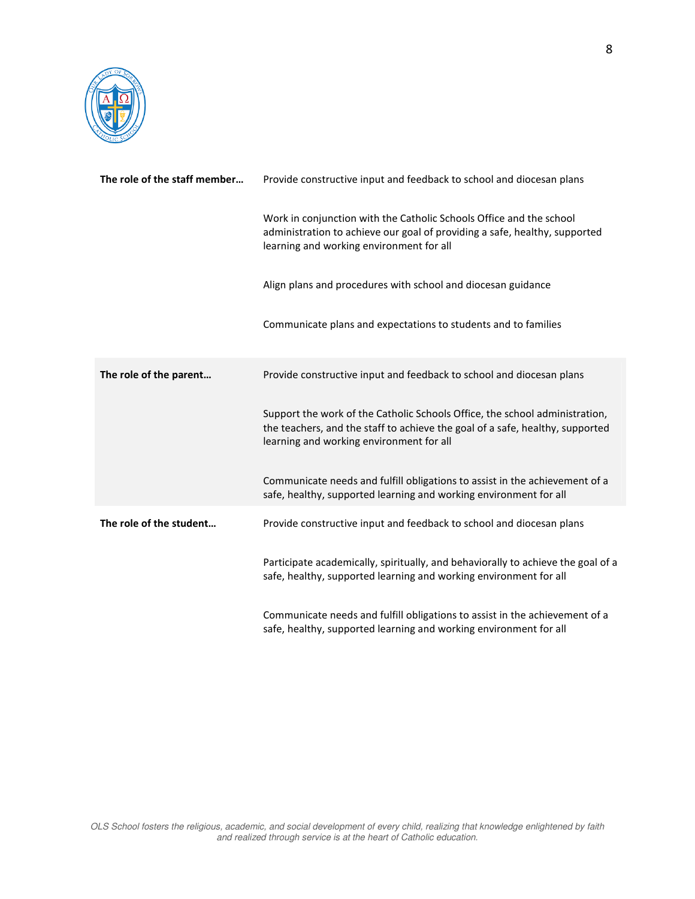| | |
|---|---|
| **The role of the staff member…** | Provide constructive input and feedback to school and diocesan plans |
| | Work in conjunction with the Catholic Schools Office and the school administration to achieve our goal of providing a safe, healthy, supported learning and working environment for all |
| | Align plans and procedures with school and diocesan guidance |
| | Communicate plans and expectations to students and to families |
| **The role of the parent…** | Provide constructive input and feedback to school and diocesan plans |
| | Support the work of the Catholic Schools Office, the school administration, the teachers, and the staff to achieve the goal of a safe, healthy, supported learning and working environment for all |
| | Communicate needs and fulfill obligations to assist in the achievement of a safe, healthy, supported learning and working environment for all |
| **The role of the student…** | Provide constructive input and feedback to school and diocesan plans |
| | Participate academically, spiritually, and behaviorally to achieve the goal of a safe, healthy, supported learning and working environment for all |
| | Communicate needs and fulfill obligations to assist in the achievement of a safe, healthy, supported learning and working environment for all |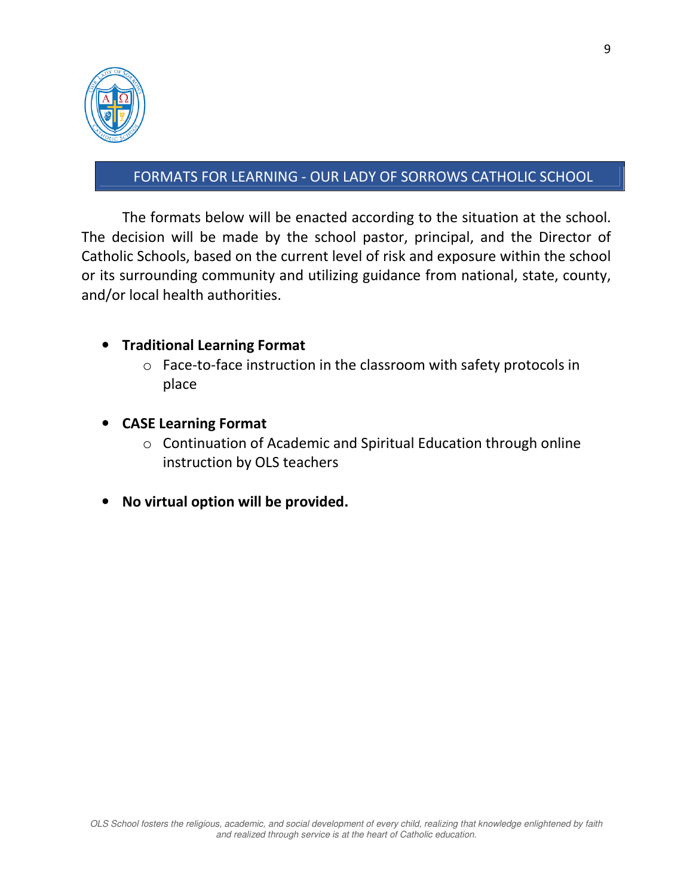## FORMATS FOR LEARNING - OUR LADY OF SORROWS CATHOLIC SCHOOL

The formats below will be enacted according to the situation at the school. The decision will be made by the school pastor, principal, and the Director of Catholic Schools, based on the current level of risk and exposure within the school or its surrounding community and utilizing guidance from national, state, county, and/or local health authorities.

- **Traditional Learning Format**
  - Face-to-face instruction in the classroom with safety protocols in place
- **CASE Learning Format**
  - Continuation of Academic and Spiritual Education through online instruction by OLS teachers
- **No virtual option will be provided.**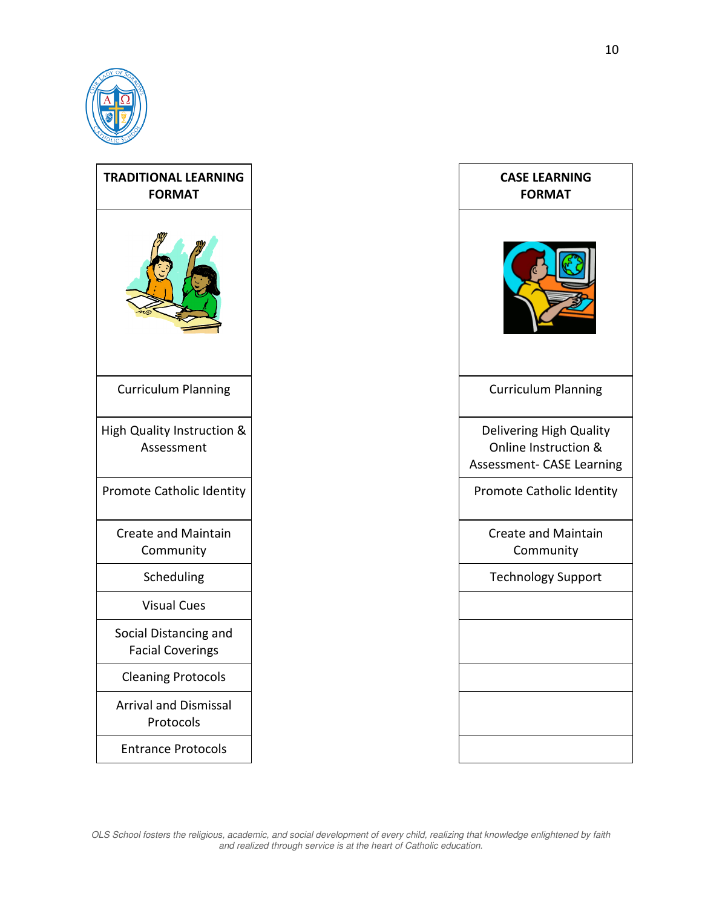| TRADITIONAL LEARNING FORMAT |
| --- |
| Curriculum Planning |
| High Quality Instruction & Assessment |
| Promote Catholic Identity |
| Create and Maintain Community |
| Scheduling |
| Visual Cues |
| Social Distancing and Facial Coverings |
| Cleaning Protocols |
| Arrival and Dismissal Protocols |
| Entrance Protocols |

| CASE LEARNING FORMAT |
| --- |
| Curriculum Planning |
| Delivering High Quality Online Instruction & Assessment- CASE Learning |
| Promote Catholic Identity |
| Create and Maintain Community |
| Technology Support |
| |
| |
| |
| |
| |

*OLS School fosters the religious, academic, and social development of every child, realizing that knowledge enlightened by faith and realized through service is at the heart of Catholic education.*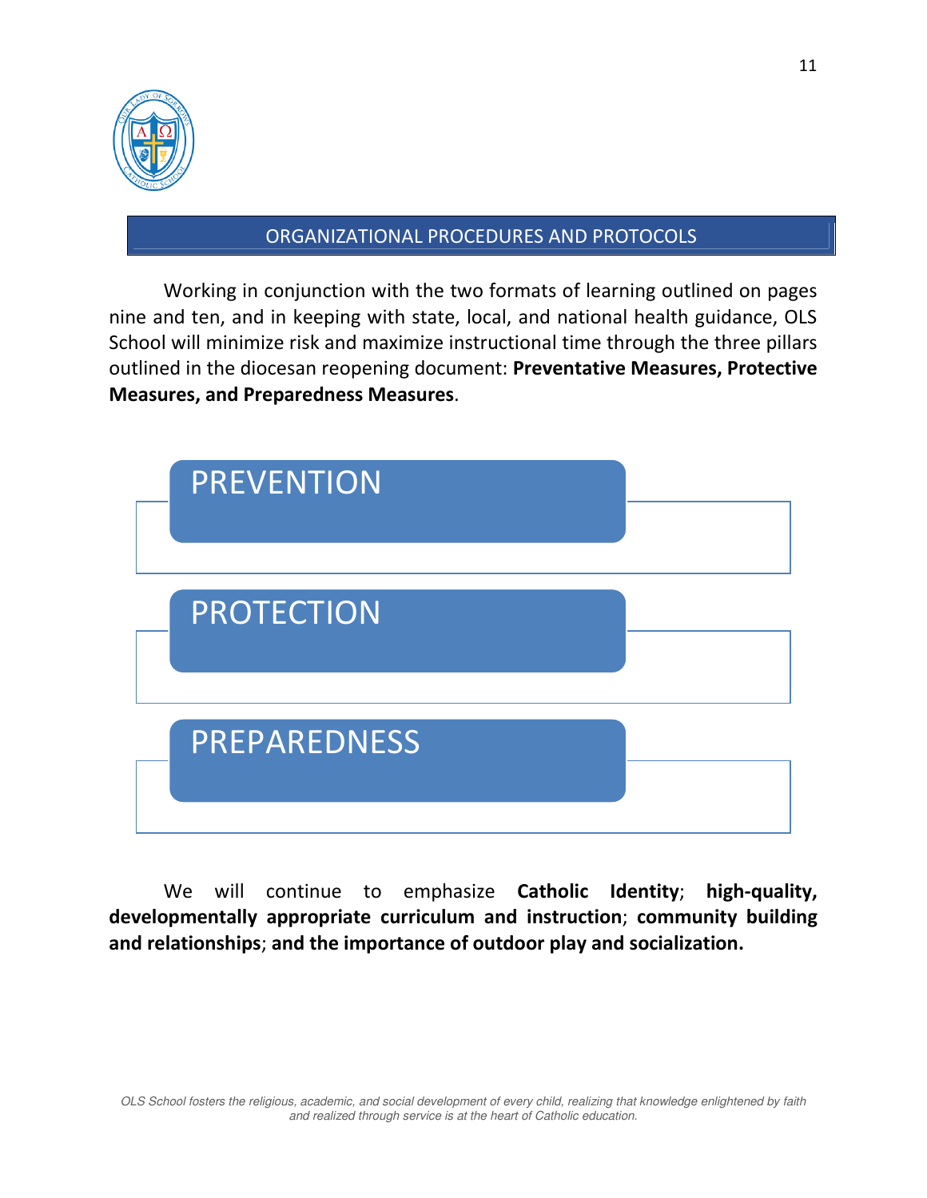## ORGANIZATIONAL PROCEDURES AND PROTOCOLS

Working in conjunction with the two formats of learning outlined on pages nine and ten, and in keeping with state, local, and national health guidance, OLS School will minimize risk and maximize instructional time through the three pillars outlined in the diocesan reopening document: **Preventative Measures, Protective Measures, and Preparedness Measures**.

- PREVENTION
- PROTECTION
- PREPAREDNESS

We will continue to emphasize **Catholic Identity**; **high-quality, developmentally appropriate curriculum and instruction**; **community building and relationships**; **and the importance of outdoor play and socialization.**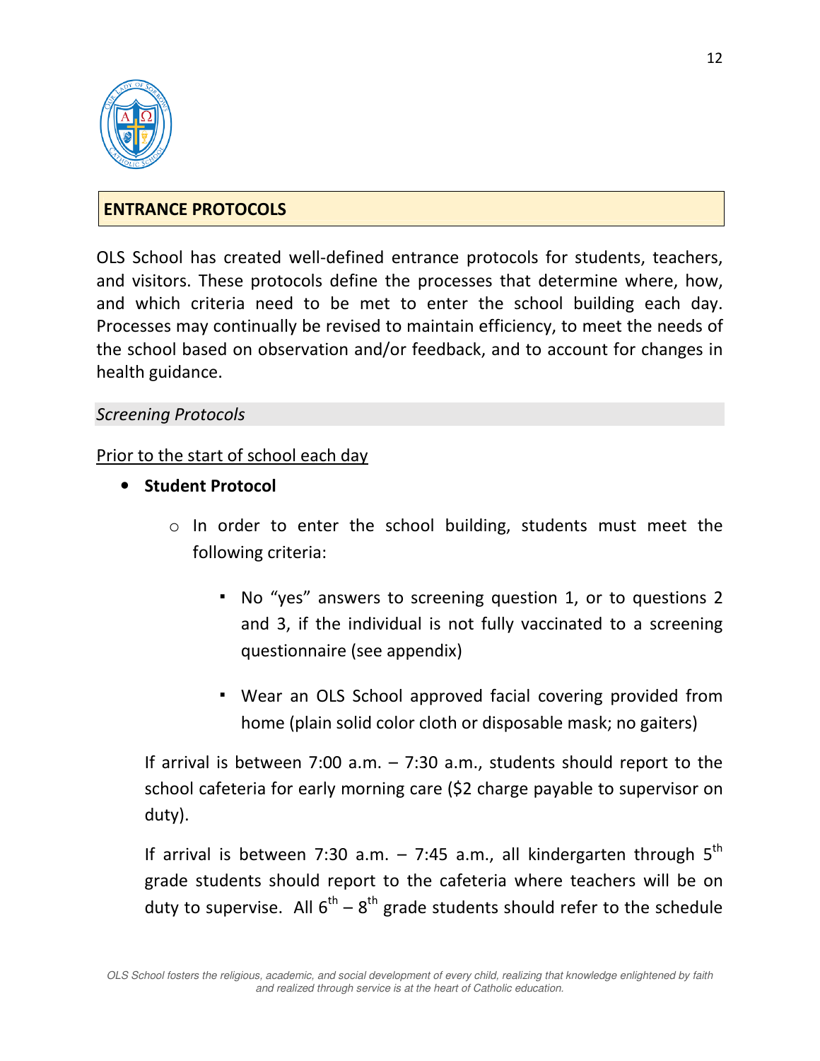## ENTRANCE PROTOCOLS

OLS School has created well-defined entrance protocols for students, teachers, and visitors. These protocols define the processes that determine where, how, and which criteria need to be met to enter the school building each day. Processes may continually be revised to maintain efficiency, to meet the needs of the school based on observation and/or feedback, and to account for changes in health guidance.

### *Screening Protocols*

<u>Prior to the start of school each day</u>

- **Student Protocol**
  - In order to enter the school building, students must meet the following criteria:
    - No "yes" answers to screening question 1, or to questions 2 and 3, if the individual is not fully vaccinated to a screening questionnaire (see appendix)
    - Wear an OLS School approved facial covering provided from home (plain solid color cloth or disposable mask; no gaiters)

  If arrival is between 7:00 a.m. – 7:30 a.m., students should report to the school cafeteria for early morning care ($2 charge payable to supervisor on duty).

  If arrival is between 7:30 a.m. – 7:45 a.m., all kindergarten through 5th grade students should report to the cafeteria where teachers will be on duty to supervise. All 6th – 8th grade students should refer to the schedule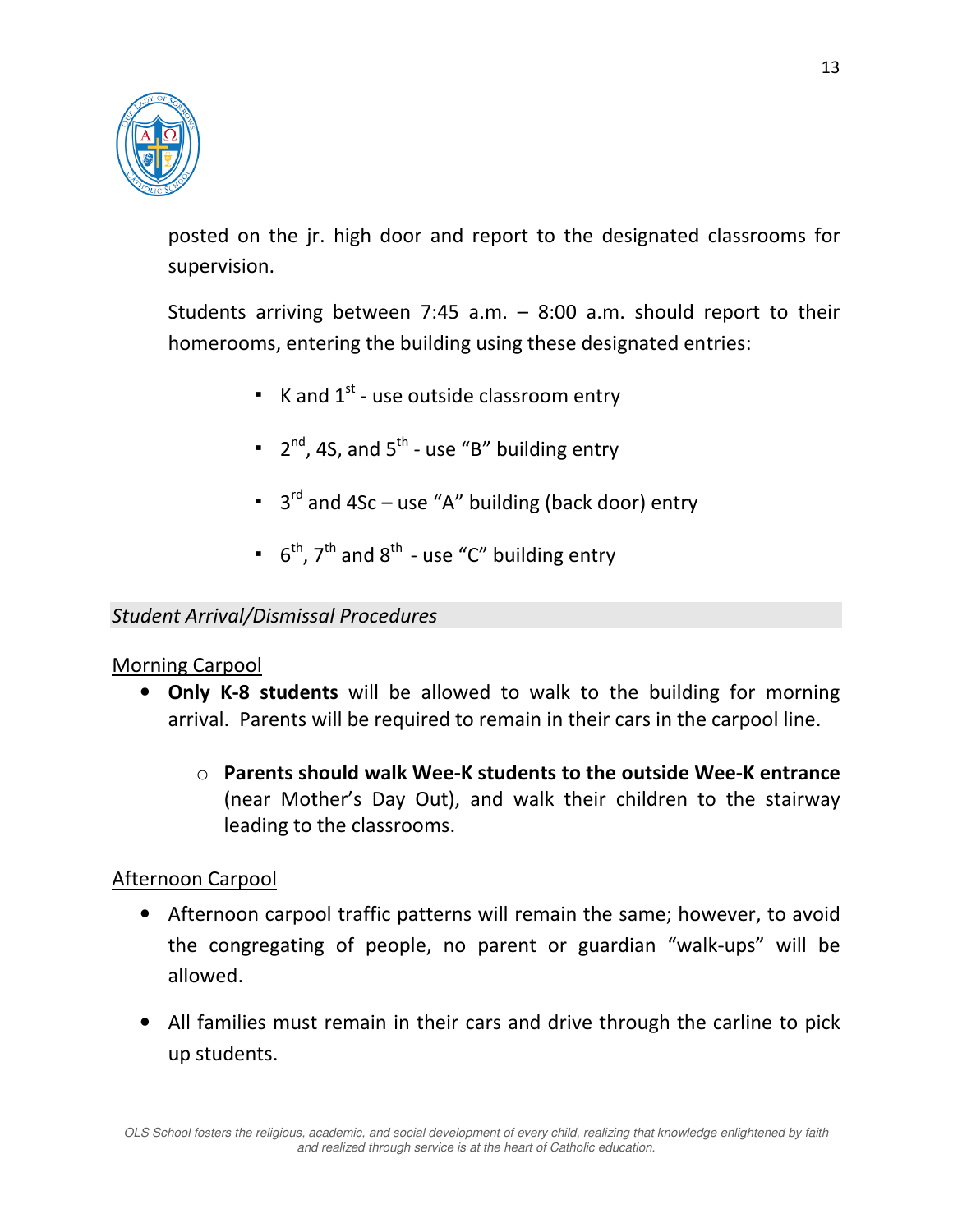posted on the jr. high door and report to the designated classrooms for supervision.

Students arriving between 7:45 a.m. – 8:00 a.m. should report to their homerooms, entering the building using these designated entries:

- K and 1st - use outside classroom entry
- 2nd, 4S, and 5th - use "B" building entry
- 3rd and 4Sc – use "A" building (back door) entry
- 6th, 7th and 8th - use "C" building entry

### *Student Arrival/Dismissal Procedures*

<u>Morning Carpool</u>

- **Only K-8 students** will be allowed to walk to the building for morning arrival. Parents will be required to remain in their cars in the carpool line.
  - **Parents should walk Wee-K students to the outside Wee-K entrance** (near Mother's Day Out), and walk their children to the stairway leading to the classrooms.

<u>Afternoon Carpool</u>

- Afternoon carpool traffic patterns will remain the same; however, to avoid the congregating of people, no parent or guardian "walk-ups" will be allowed.
- All families must remain in their cars and drive through the carline to pick up students.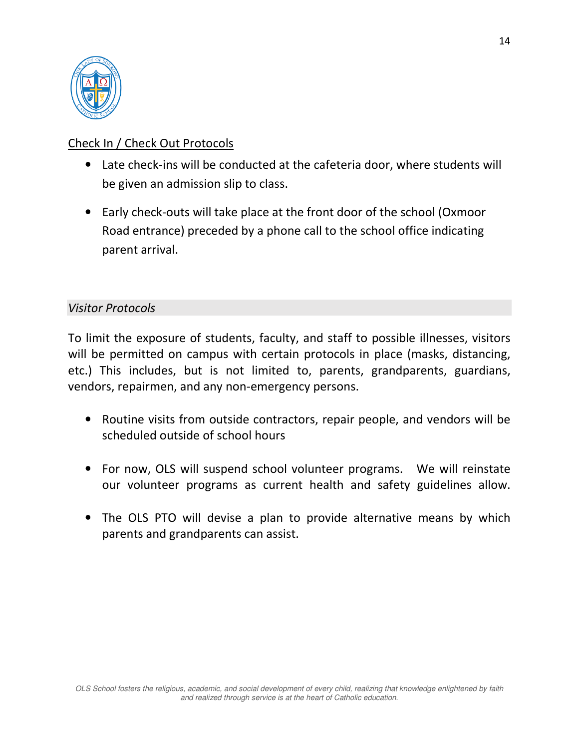## Check In / Check Out Protocols

- Late check-ins will be conducted at the cafeteria door, where students will be given an admission slip to class.
- Early check-outs will take place at the front door of the school (Oxmoor Road entrance) preceded by a phone call to the school office indicating parent arrival.

### *Visitor Protocols*

To limit the exposure of students, faculty, and staff to possible illnesses, visitors will be permitted on campus with certain protocols in place (masks, distancing, etc.) This includes, but is not limited to, parents, grandparents, guardians, vendors, repairmen, and any non-emergency persons.

- Routine visits from outside contractors, repair people, and vendors will be scheduled outside of school hours
- For now, OLS will suspend school volunteer programs. We will reinstate our volunteer programs as current health and safety guidelines allow.
- The OLS PTO will devise a plan to provide alternative means by which parents and grandparents can assist.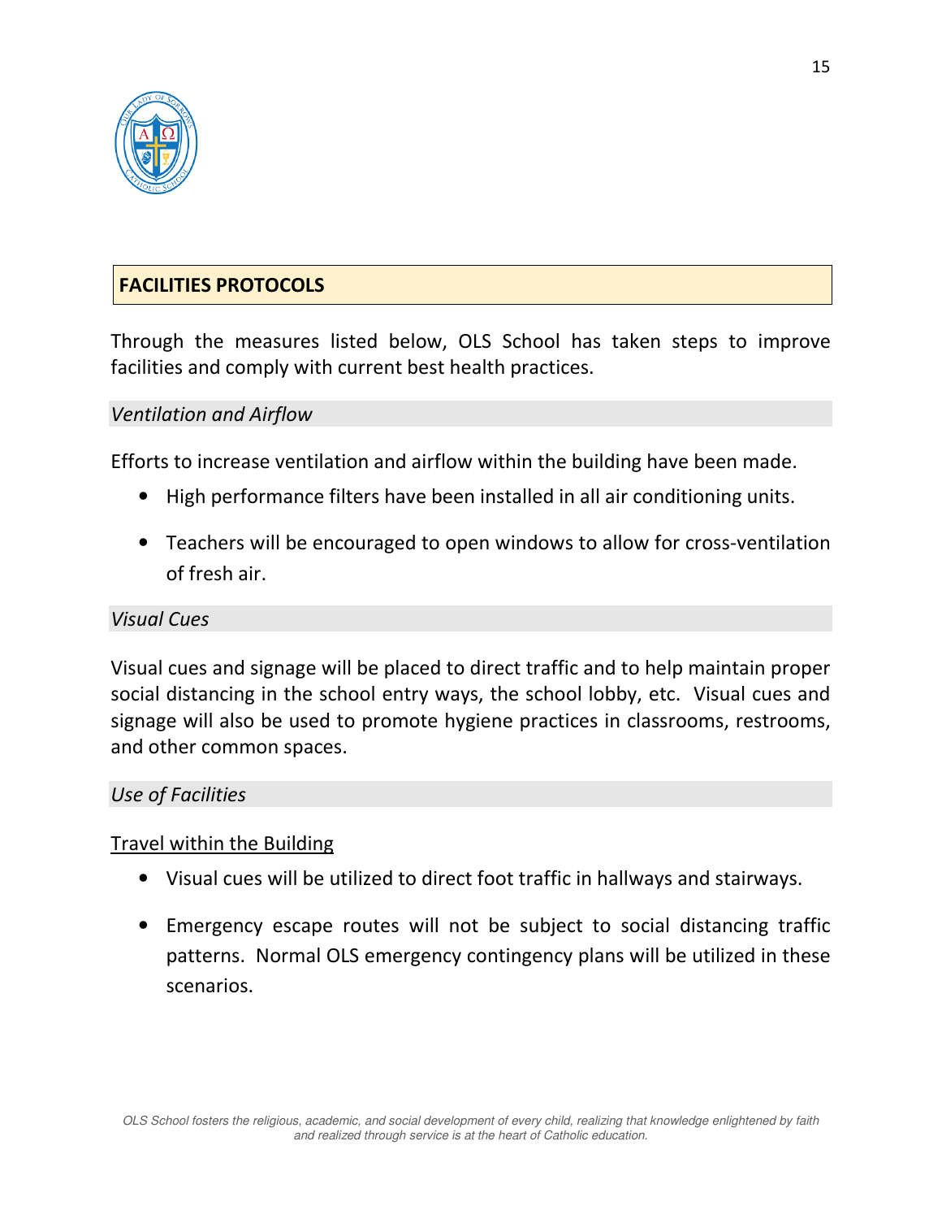## FACILITIES PROTOCOLS

Through the measures listed below, OLS School has taken steps to improve facilities and comply with current best health practices.

### *Ventilation and Airflow*

Efforts to increase ventilation and airflow within the building have been made.

- High performance filters have been installed in all air conditioning units.
- Teachers will be encouraged to open windows to allow for cross-ventilation of fresh air.

### *Visual Cues*

Visual cues and signage will be placed to direct traffic and to help maintain proper social distancing in the school entry ways, the school lobby, etc. Visual cues and signage will also be used to promote hygiene practices in classrooms, restrooms, and other common spaces.

### *Use of Facilities*

<u>Travel within the Building</u>

- Visual cues will be utilized to direct foot traffic in hallways and stairways.
- Emergency escape routes will not be subject to social distancing traffic patterns. Normal OLS emergency contingency plans will be utilized in these scenarios.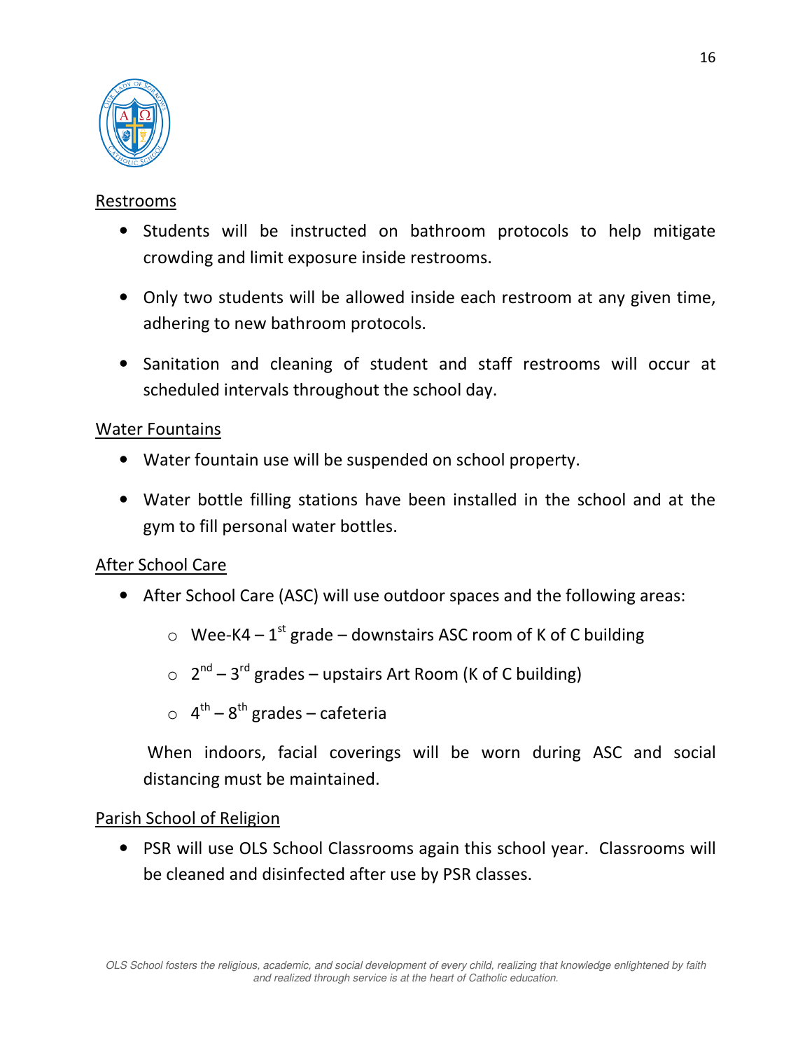## Restrooms

- Students will be instructed on bathroom protocols to help mitigate crowding and limit exposure inside restrooms.
- Only two students will be allowed inside each restroom at any given time, adhering to new bathroom protocols.
- Sanitation and cleaning of student and staff restrooms will occur at scheduled intervals throughout the school day.

## Water Fountains

- Water fountain use will be suspended on school property.
- Water bottle filling stations have been installed in the school and at the gym to fill personal water bottles.

## After School Care

- After School Care (ASC) will use outdoor spaces and the following areas:
  - Wee-K4 – 1st grade – downstairs ASC room of K of C building
  - 2nd – 3rd grades – upstairs Art Room (K of C building)
  - 4th – 8th grades – cafeteria

  When indoors, facial coverings will be worn during ASC and social distancing must be maintained.

## Parish School of Religion

- PSR will use OLS School Classrooms again this school year. Classrooms will be cleaned and disinfected after use by PSR classes.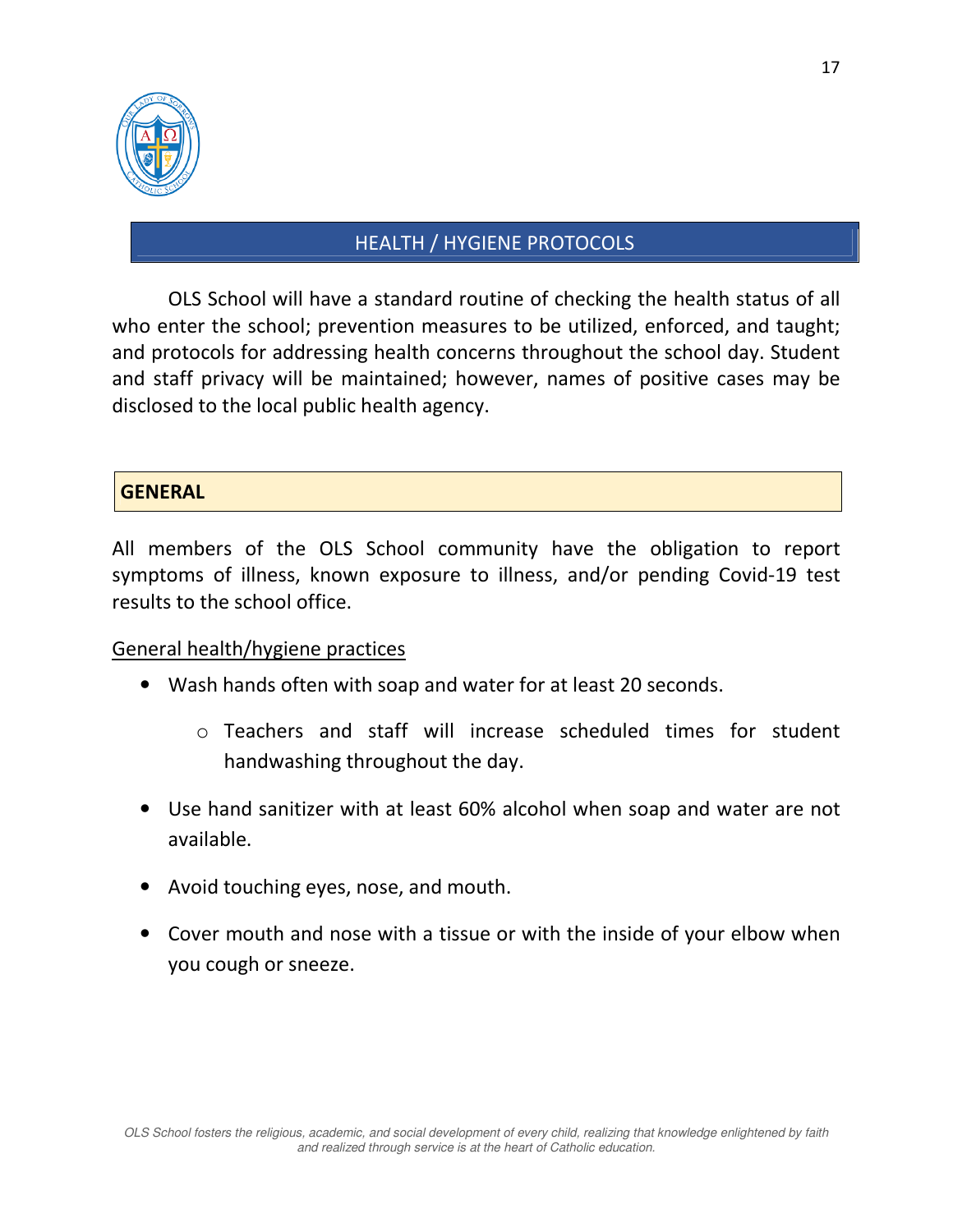## HEALTH / HYGIENE PROTOCOLS

OLS School will have a standard routine of checking the health status of all who enter the school; prevention measures to be utilized, enforced, and taught; and protocols for addressing health concerns throughout the school day. Student and staff privacy will be maintained; however, names of positive cases may be disclosed to the local public health agency.

### GENERAL

All members of the OLS School community have the obligation to report symptoms of illness, known exposure to illness, and/or pending Covid-19 test results to the school office.

<u>General health/hygiene practices</u>

- Wash hands often with soap and water for at least 20 seconds.
  - Teachers and staff will increase scheduled times for student handwashing throughout the day.
- Use hand sanitizer with at least 60% alcohol when soap and water are not available.
- Avoid touching eyes, nose, and mouth.
- Cover mouth and nose with a tissue or with the inside of your elbow when you cough or sneeze.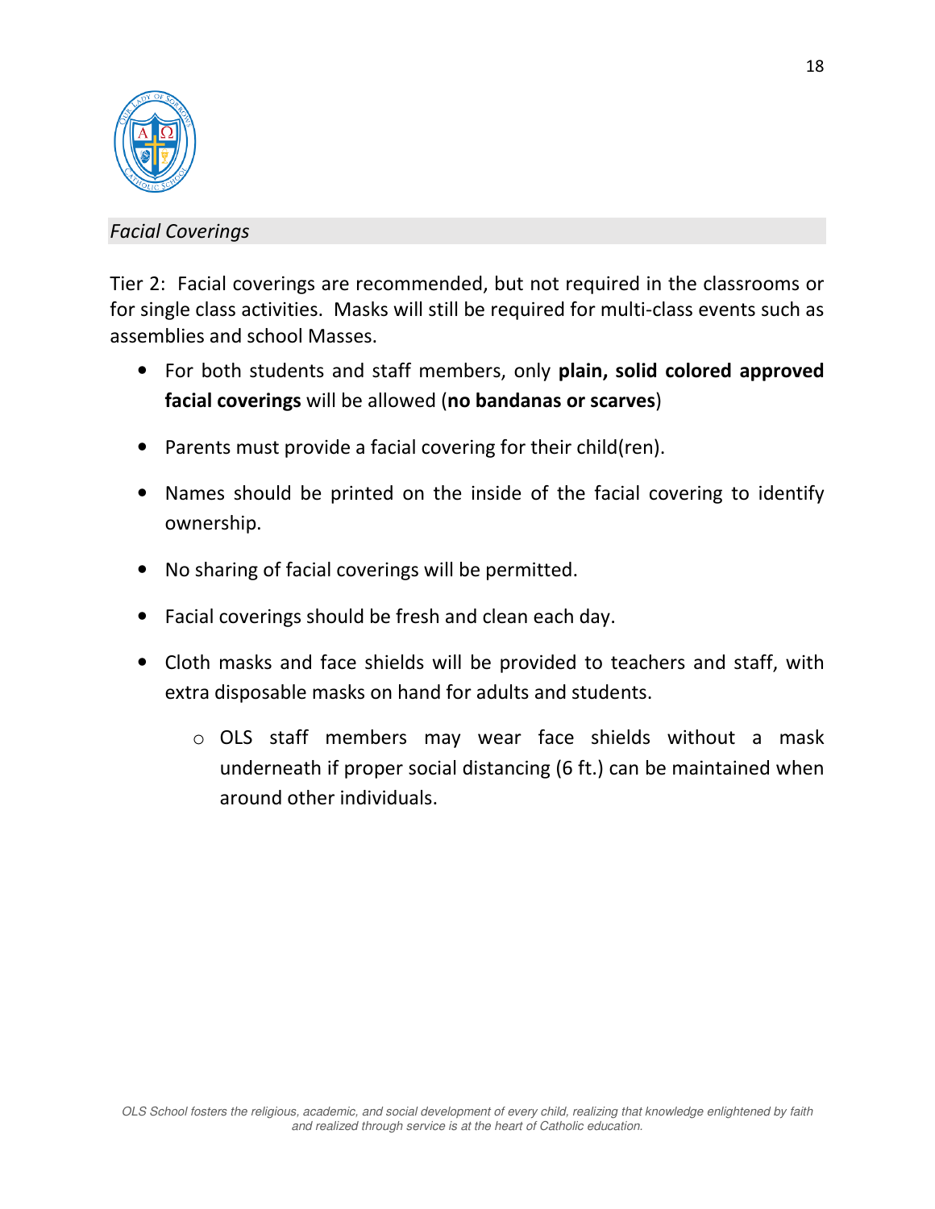### *Facial Coverings*

Tier 2: Facial coverings are recommended, but not required in the classrooms or for single class activities. Masks will still be required for multi-class events such as assemblies and school Masses.

- For both students and staff members, only **plain, solid colored approved facial coverings** will be allowed (**no bandanas or scarves**)
- Parents must provide a facial covering for their child(ren).
- Names should be printed on the inside of the facial covering to identify ownership.
- No sharing of facial coverings will be permitted.
- Facial coverings should be fresh and clean each day.
- Cloth masks and face shields will be provided to teachers and staff, with extra disposable masks on hand for adults and students.
    - OLS staff members may wear face shields without a mask underneath if proper social distancing (6 ft.) can be maintained when around other individuals.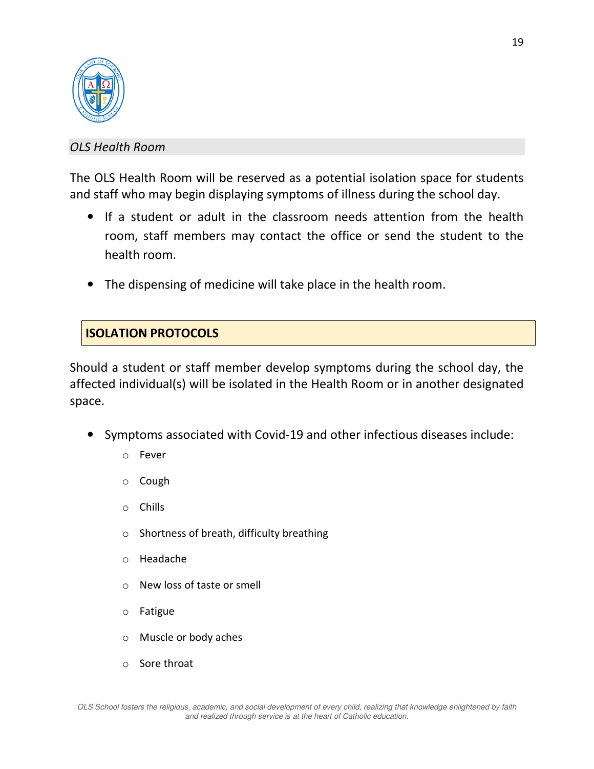*OLS Health Room*

The OLS Health Room will be reserved as a potential isolation space for students and staff who may begin displaying symptoms of illness during the school day.

- If a student or adult in the classroom needs attention from the health room, staff members may contact the office or send the student to the health room.
- The dispensing of medicine will take place in the health room.

## ISOLATION PROTOCOLS

Should a student or staff member develop symptoms during the school day, the affected individual(s) will be isolated in the Health Room or in another designated space.

- Symptoms associated with Covid-19 and other infectious diseases include:
    - Fever
    - Cough
    - Chills
    - Shortness of breath, difficulty breathing
    - Headache
    - New loss of taste or smell
    - Fatigue
    - Muscle or body aches
    - Sore throat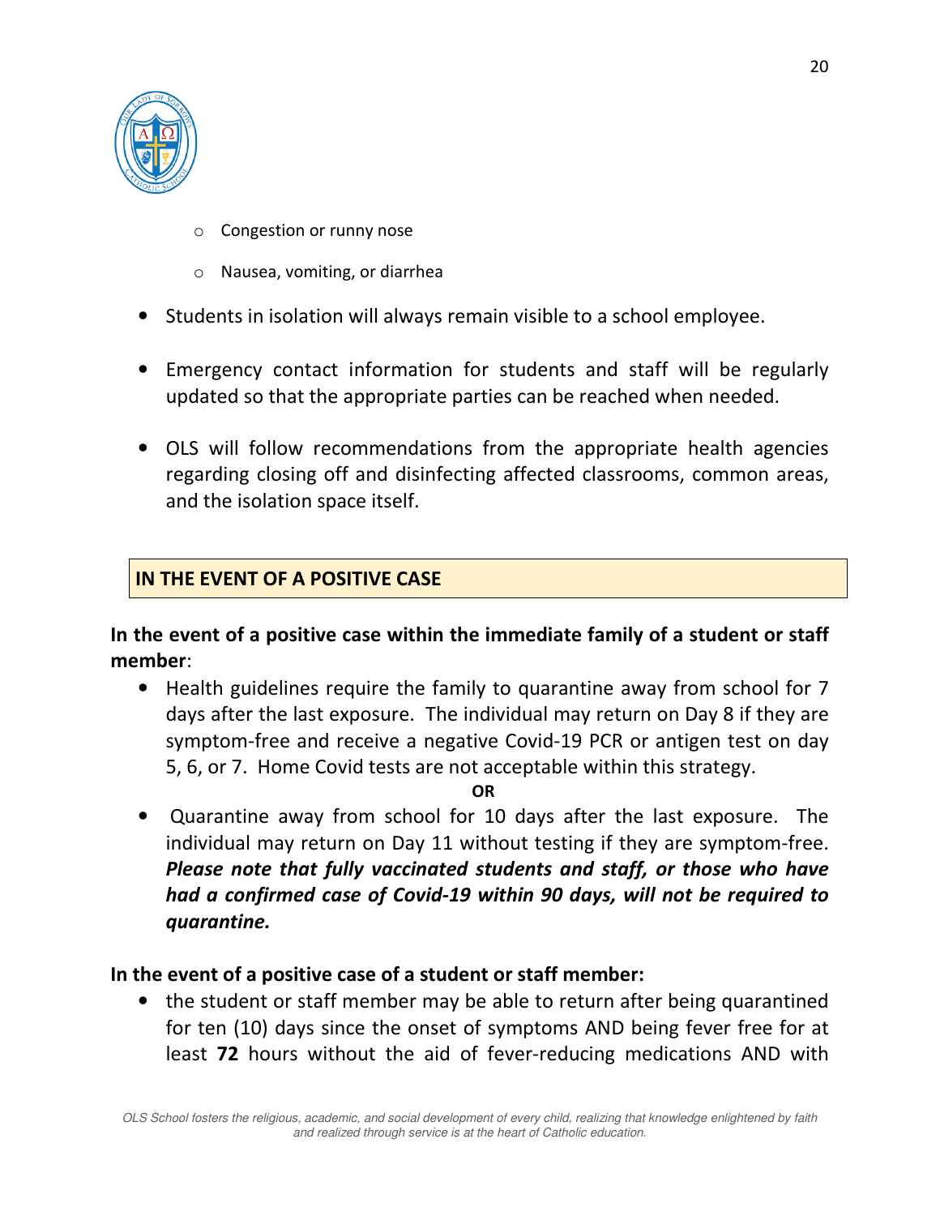- Congestion or runny nose
   - Nausea, vomiting, or diarrhea

- Students in isolation will always remain visible to a school employee.

- Emergency contact information for students and staff will be regularly updated so that the appropriate parties can be reached when needed.

- OLS will follow recommendations from the appropriate health agencies regarding closing off and disinfecting affected classrooms, common areas, and the isolation space itself.

## IN THE EVENT OF A POSITIVE CASE

**In the event of a positive case within the immediate family of a student or staff member**:

- Health guidelines require the family to quarantine away from school for 7 days after the last exposure. The individual may return on Day 8 if they are symptom-free and receive a negative Covid-19 PCR or antigen test on day 5, 6, or 7. Home Covid tests are not acceptable within this strategy.

**OR**

- Quarantine away from school for 10 days after the last exposure. The individual may return on Day 11 without testing if they are symptom-free. ***Please note that fully vaccinated students and staff, or those who have had a confirmed case of Covid-19 within 90 days, will not be required to quarantine.***

**In the event of a positive case of a student or staff member:**

- the student or staff member may be able to return after being quarantined for ten (10) days since the onset of symptoms AND being fever free for at least **72** hours without the aid of fever-reducing medications AND with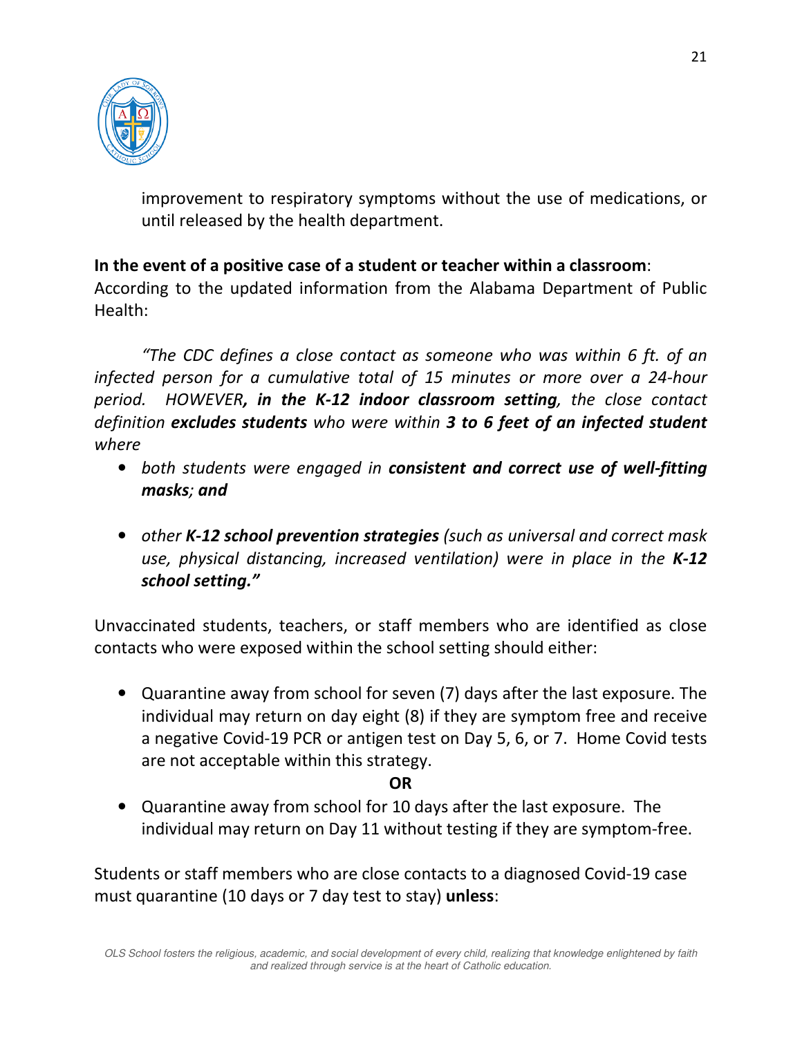improvement to respiratory symptoms without the use of medications, or until released by the health department.

**In the event of a positive case of a student or teacher within a classroom**: According to the updated information from the Alabama Department of Public Health:

*"The CDC defines a close contact as someone who was within 6 ft. of an infected person for a cumulative total of 15 minutes or more over a 24-hour period. HOWEVER****, in the K-12 indoor classroom setting****, the close contact definition* ***excludes students*** *who were within* ***3 to 6 feet of an infected student*** *where*

- *both students were engaged in* ***consistent and correct use of well-fitting masks****; and*
- *other* ***K-12 school prevention strategies*** *(such as universal and correct mask use, physical distancing, increased ventilation) were in place in the* ***K-12 school setting."***

Unvaccinated students, teachers, or staff members who are identified as close contacts who were exposed within the school setting should either:

- Quarantine away from school for seven (7) days after the last exposure. The individual may return on day eight (8) if they are symptom free and receive a negative Covid-19 PCR or antigen test on Day 5, 6, or 7. Home Covid tests are not acceptable within this strategy.

**OR**

- Quarantine away from school for 10 days after the last exposure. The individual may return on Day 11 without testing if they are symptom-free.

Students or staff members who are close contacts to a diagnosed Covid-19 case must quarantine (10 days or 7 day test to stay) **unless**: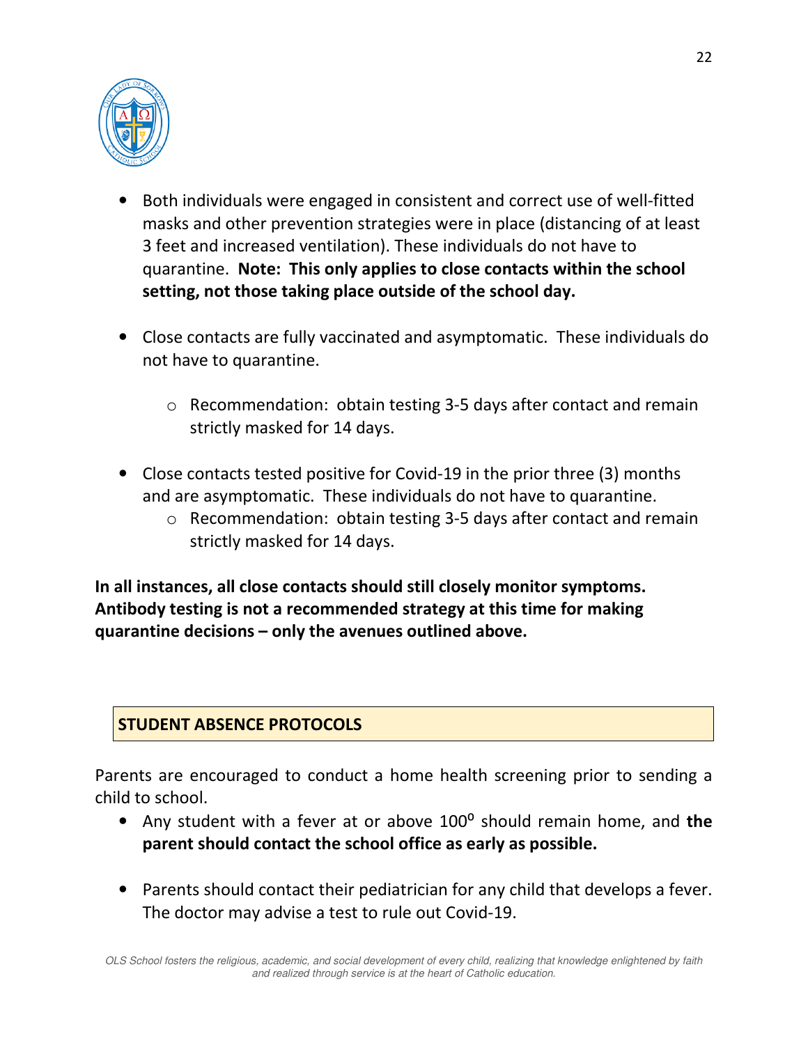- Both individuals were engaged in consistent and correct use of well-fitted masks and other prevention strategies were in place (distancing of at least 3 feet and increased ventilation). These individuals do not have to quarantine. **Note: This only applies to close contacts within the school setting, not those taking place outside of the school day.**

- Close contacts are fully vaccinated and asymptomatic. These individuals do not have to quarantine.
  - Recommendation: obtain testing 3-5 days after contact and remain strictly masked for 14 days.

- Close contacts tested positive for Covid-19 in the prior three (3) months and are asymptomatic. These individuals do not have to quarantine.
  - Recommendation: obtain testing 3-5 days after contact and remain strictly masked for 14 days.

**In all instances, all close contacts should still closely monitor symptoms. Antibody testing is not a recommended strategy at this time for making quarantine decisions – only the avenues outlined above.**

## STUDENT ABSENCE PROTOCOLS

Parents are encouraged to conduct a home health screening prior to sending a child to school.

- Any student with a fever at or above 100$^{o}$ should remain home, and **the parent should contact the school office as early as possible.**

- Parents should contact their pediatrician for any child that develops a fever. The doctor may advise a test to rule out Covid-19.

*OLS School fosters the religious, academic, and social development of every child, realizing that knowledge enlightened by faith and realized through service is at the heart of Catholic education.*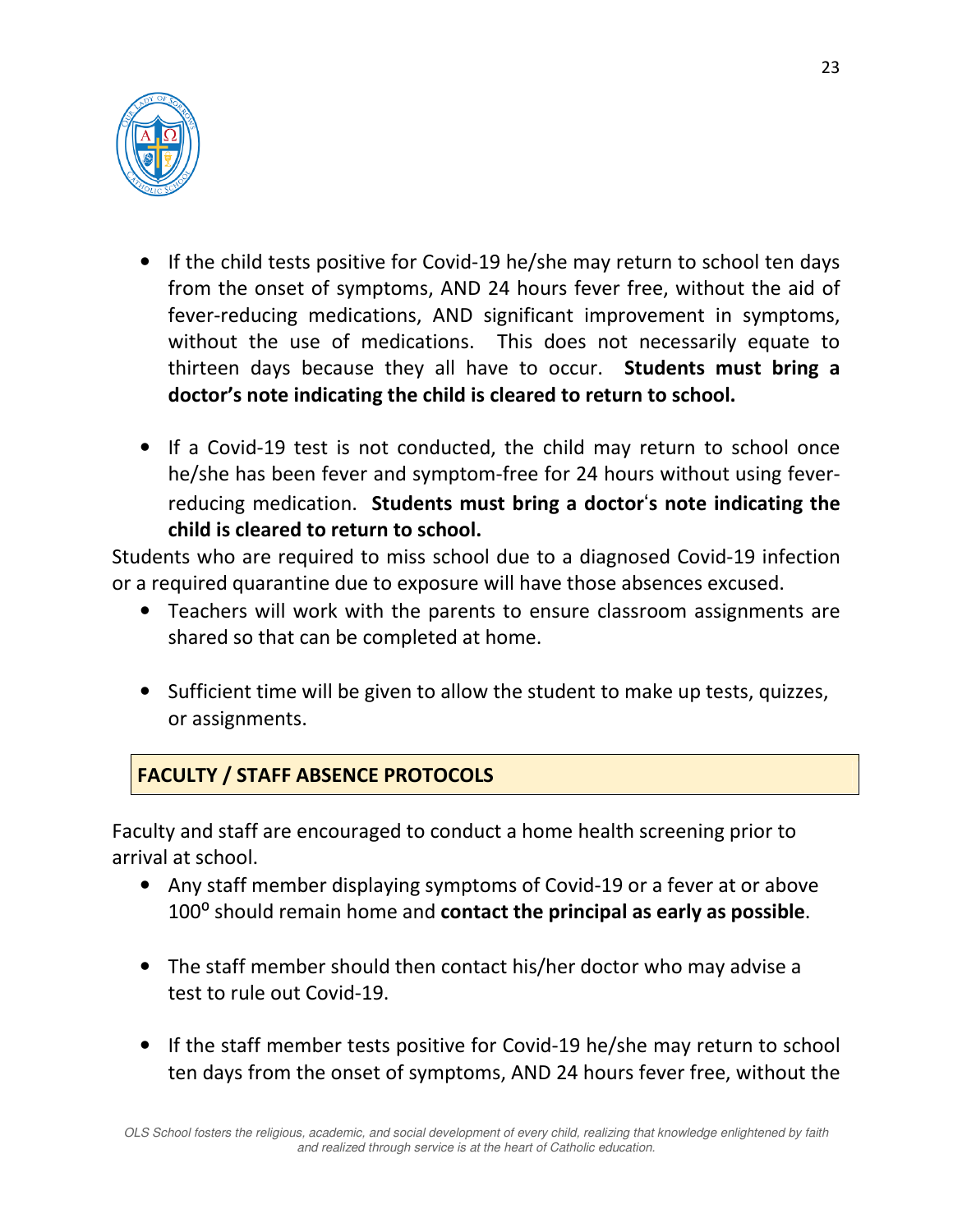- If the child tests positive for Covid-19 he/she may return to school ten days from the onset of symptoms, AND 24 hours fever free, without the aid of fever-reducing medications, AND significant improvement in symptoms, without the use of medications. This does not necessarily equate to thirteen days because they all have to occur. **Students must bring a doctor's note indicating the child is cleared to return to school.**

- If a Covid-19 test is not conducted, the child may return to school once he/she has been fever and symptom-free for 24 hours without using fever-reducing medication. **Students must bring a doctor's note indicating the child is cleared to return to school.**

Students who are required to miss school due to a diagnosed Covid-19 infection or a required quarantine due to exposure will have those absences excused.

- Teachers will work with the parents to ensure classroom assignments are shared so that can be completed at home.

- Sufficient time will be given to allow the student to make up tests, quizzes, or assignments.

## FACULTY / STAFF ABSENCE PROTOCOLS

Faculty and staff are encouraged to conduct a home health screening prior to arrival at school.

- Any staff member displaying symptoms of Covid-19 or a fever at or above 100° should remain home and **contact the principal as early as possible**.

- The staff member should then contact his/her doctor who may advise a test to rule out Covid-19.

- If the staff member tests positive for Covid-19 he/she may return to school ten days from the onset of symptoms, AND 24 hours fever free, without the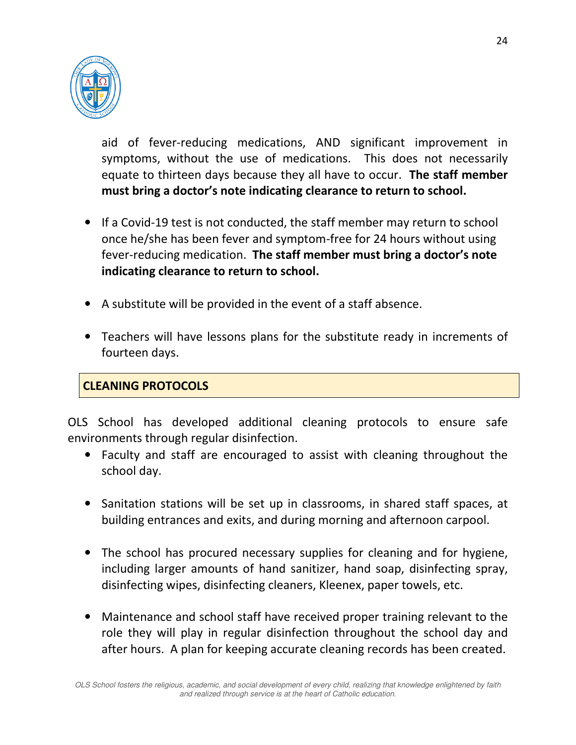aid of fever-reducing medications, AND significant improvement in symptoms, without the use of medications. This does not necessarily equate to thirteen days because they all have to occur. **The staff member must bring a doctor's note indicating clearance to return to school.**

- If a Covid-19 test is not conducted, the staff member may return to school once he/she has been fever and symptom-free for 24 hours without using fever-reducing medication. **The staff member must bring a doctor's note indicating clearance to return to school.**

- A substitute will be provided in the event of a staff absence.

- Teachers will have lessons plans for the substitute ready in increments of fourteen days.

## CLEANING PROTOCOLS

OLS School has developed additional cleaning protocols to ensure safe environments through regular disinfection.

- Faculty and staff are encouraged to assist with cleaning throughout the school day.

- Sanitation stations will be set up in classrooms, in shared staff spaces, at building entrances and exits, and during morning and afternoon carpool.

- The school has procured necessary supplies for cleaning and for hygiene, including larger amounts of hand sanitizer, hand soap, disinfecting spray, disinfecting wipes, disinfecting cleaners, Kleenex, paper towels, etc.

- Maintenance and school staff have received proper training relevant to the role they will play in regular disinfection throughout the school day and after hours. A plan for keeping accurate cleaning records has been created.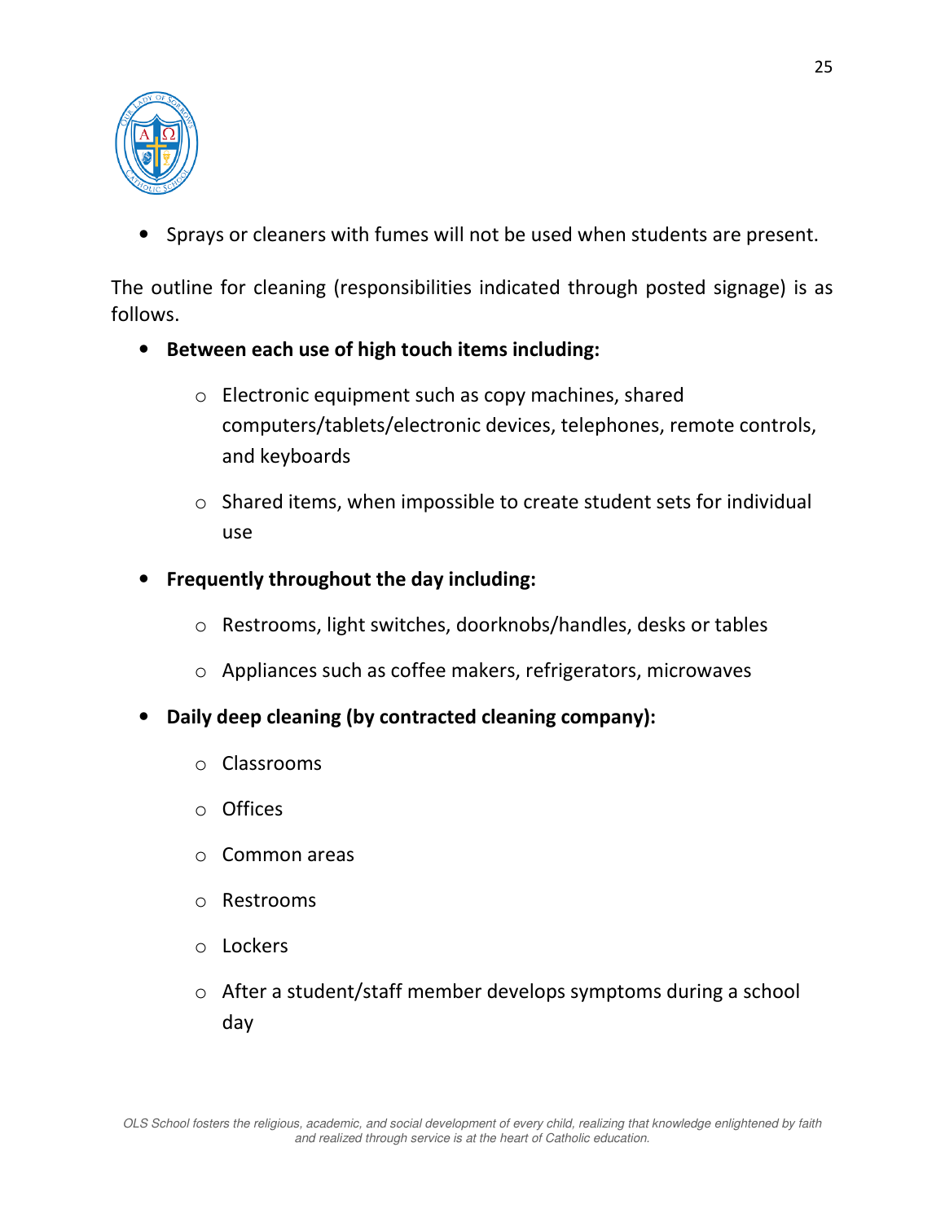- Sprays or cleaners with fumes will not be used when students are present.

The outline for cleaning (responsibilities indicated through posted signage) is as follows.

- **Between each use of high touch items including:**
    - Electronic equipment such as copy machines, shared computers/tablets/electronic devices, telephones, remote controls, and keyboards
    - Shared items, when impossible to create student sets for individual use
- **Frequently throughout the day including:**
    - Restrooms, light switches, doorknobs/handles, desks or tables
    - Appliances such as coffee makers, refrigerators, microwaves
- **Daily deep cleaning (by contracted cleaning company):**
    - Classrooms
    - Offices
    - Common areas
    - Restrooms
    - Lockers
    - After a student/staff member develops symptoms during a school day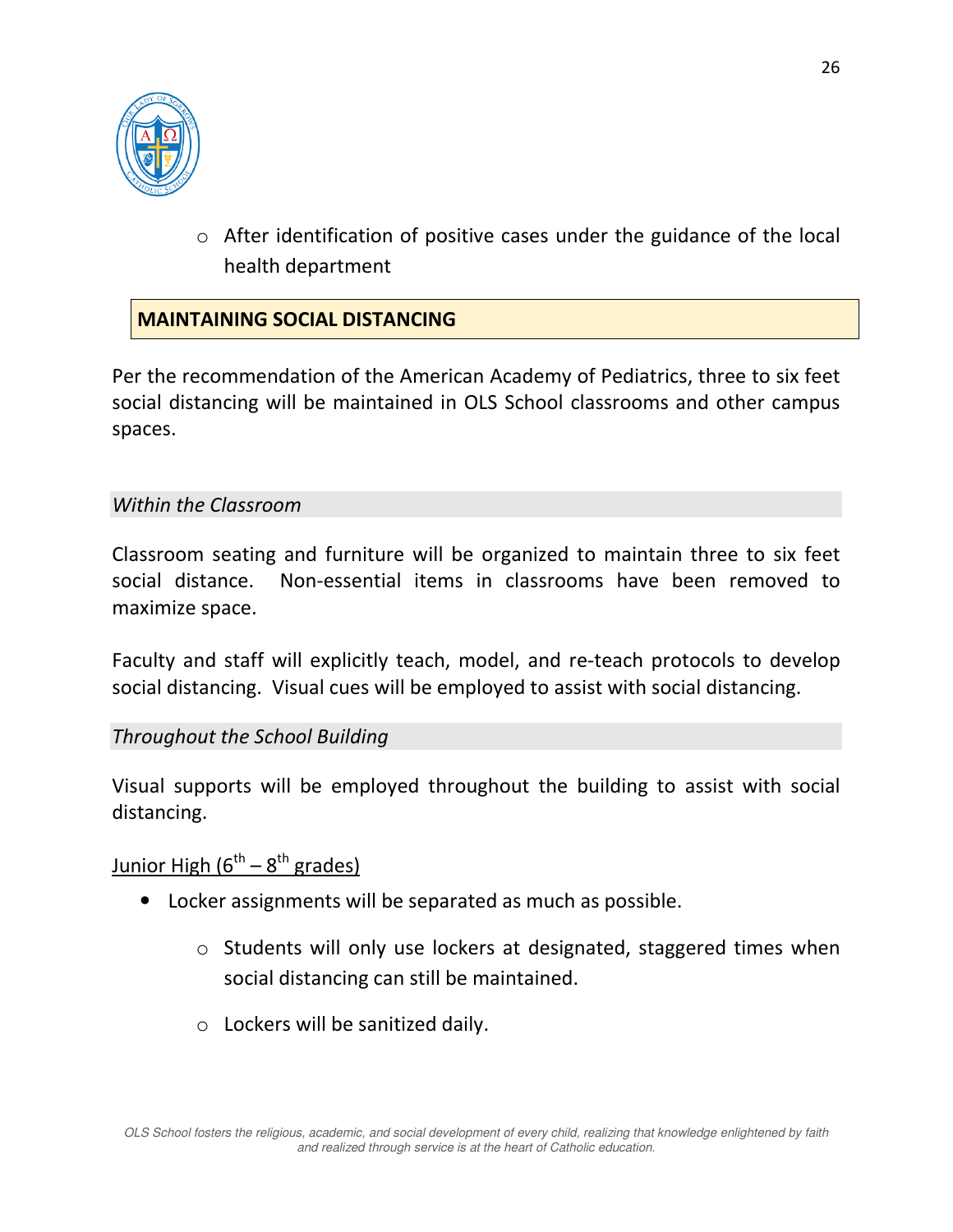- After identification of positive cases under the guidance of the local health department

## MAINTAINING SOCIAL DISTANCING

Per the recommendation of the American Academy of Pediatrics, three to six feet social distancing will be maintained in OLS School classrooms and other campus spaces.

### *Within the Classroom*

Classroom seating and furniture will be organized to maintain three to six feet social distance. Non-essential items in classrooms have been removed to maximize space.

Faculty and staff will explicitly teach, model, and re-teach protocols to develop social distancing. Visual cues will be employed to assist with social distancing.

### *Throughout the School Building*

Visual supports will be employed throughout the building to assist with social distancing.

Junior High (6th – 8th grades)

- Locker assignments will be separated as much as possible.
  - Students will only use lockers at designated, staggered times when social distancing can still be maintained.
  - Lockers will be sanitized daily.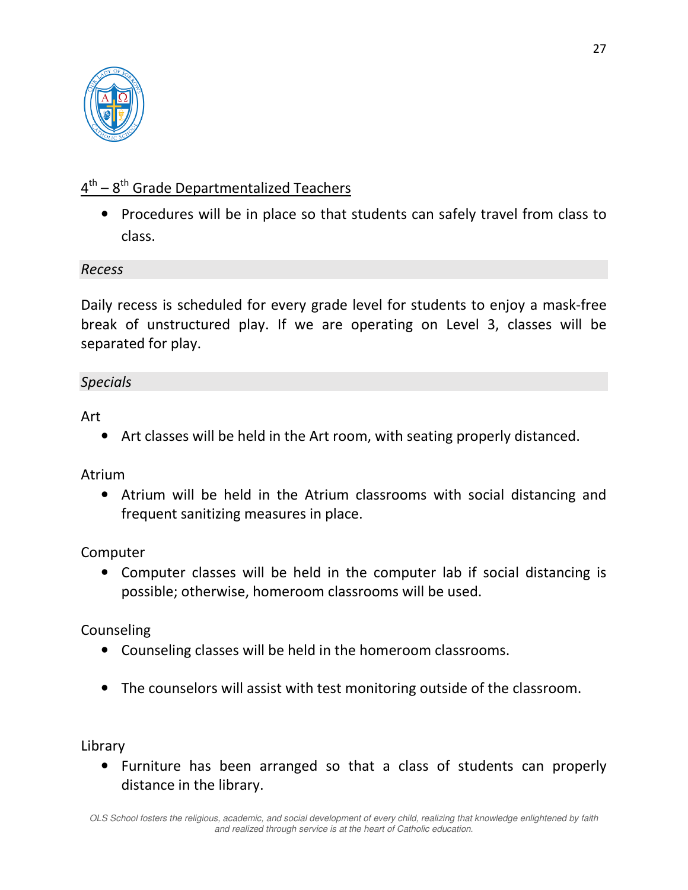4th – 8th Grade Departmentalized Teachers

- Procedures will be in place so that students can safely travel from class to class.

### *Recess*

Daily recess is scheduled for every grade level for students to enjoy a mask-free break of unstructured play. If we are operating on Level 3, classes will be separated for play.

### *Specials*

Art

- Art classes will be held in the Art room, with seating properly distanced.

Atrium

- Atrium will be held in the Atrium classrooms with social distancing and frequent sanitizing measures in place.

Computer

- Computer classes will be held in the computer lab if social distancing is possible; otherwise, homeroom classrooms will be used.

Counseling

- Counseling classes will be held in the homeroom classrooms.

- The counselors will assist with test monitoring outside of the classroom.

Library

- Furniture has been arranged so that a class of students can properly distance in the library.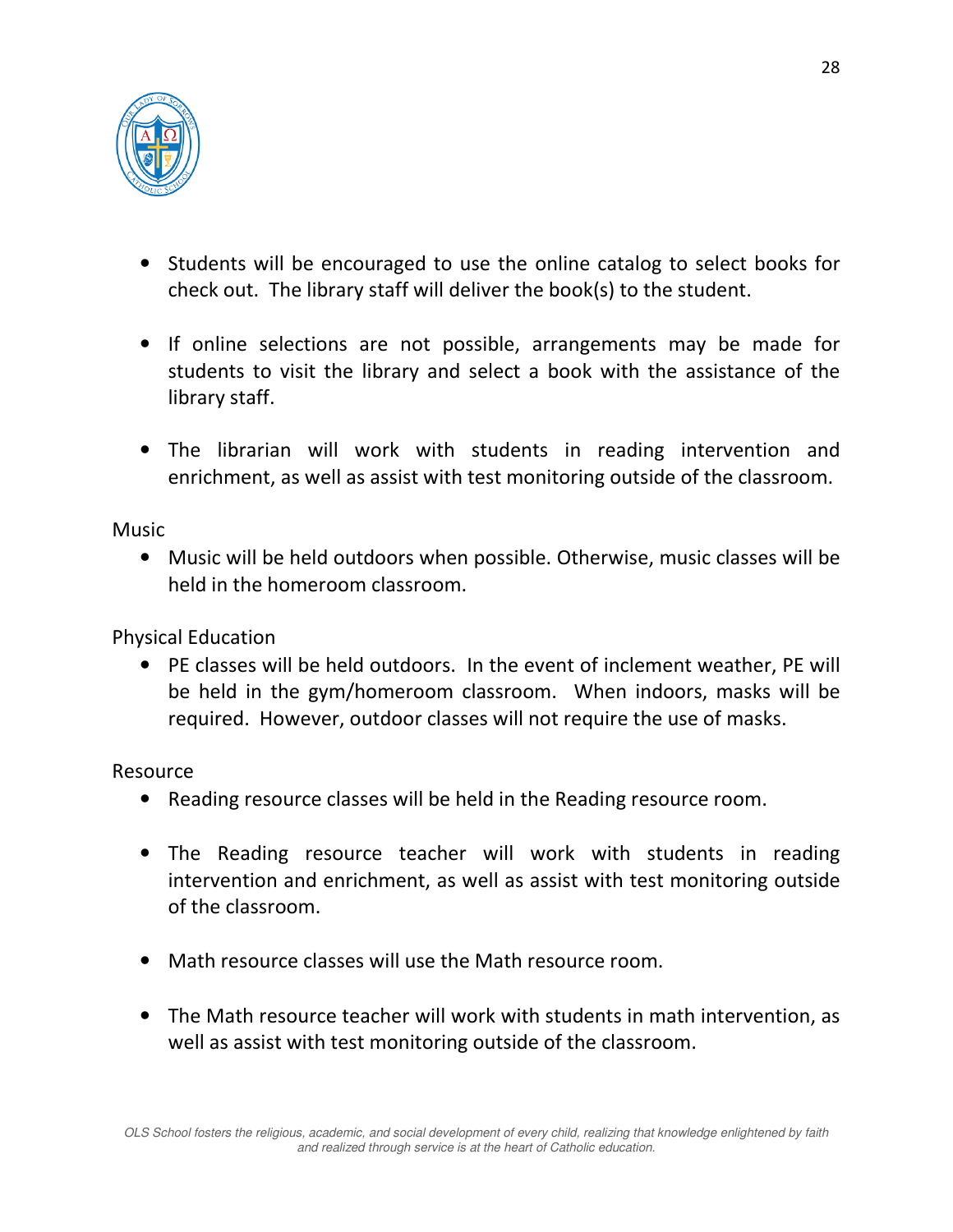- Students will be encouraged to use the online catalog to select books for check out. The library staff will deliver the book(s) to the student.

- If online selections are not possible, arrangements may be made for students to visit the library and select a book with the assistance of the library staff.

- The librarian will work with students in reading intervention and enrichment, as well as assist with test monitoring outside of the classroom.

Music

- Music will be held outdoors when possible. Otherwise, music classes will be held in the homeroom classroom.

Physical Education

- PE classes will be held outdoors. In the event of inclement weather, PE will be held in the gym/homeroom classroom. When indoors, masks will be required. However, outdoor classes will not require the use of masks.

Resource

- Reading resource classes will be held in the Reading resource room.

- The Reading resource teacher will work with students in reading intervention and enrichment, as well as assist with test monitoring outside of the classroom.

- Math resource classes will use the Math resource room.

- The Math resource teacher will work with students in math intervention, as well as assist with test monitoring outside of the classroom.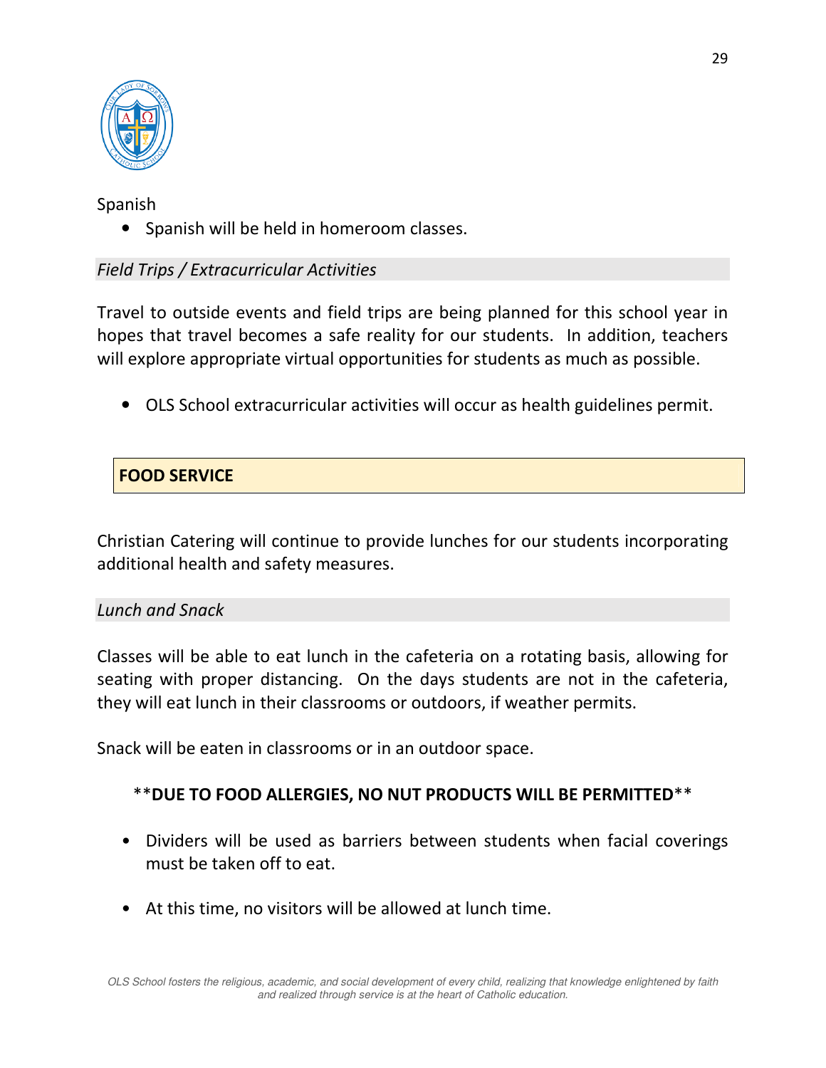Spanish

- Spanish will be held in homeroom classes.

### *Field Trips / Extracurricular Activities*

Travel to outside events and field trips are being planned for this school year in hopes that travel becomes a safe reality for our students. In addition, teachers will explore appropriate virtual opportunities for students as much as possible.

- OLS School extracurricular activities will occur as health guidelines permit.

## FOOD SERVICE

Christian Catering will continue to provide lunches for our students incorporating additional health and safety measures.

### *Lunch and Snack*

Classes will be able to eat lunch in the cafeteria on a rotating basis, allowing for seating with proper distancing. On the days students are not in the cafeteria, they will eat lunch in their classrooms or outdoors, if weather permits.

Snack will be eaten in classrooms or in an outdoor space.

**\*\*DUE TO FOOD ALLERGIES, NO NUT PRODUCTS WILL BE PERMITTED\*\***

- Dividers will be used as barriers between students when facial coverings must be taken off to eat.

- At this time, no visitors will be allowed at lunch time.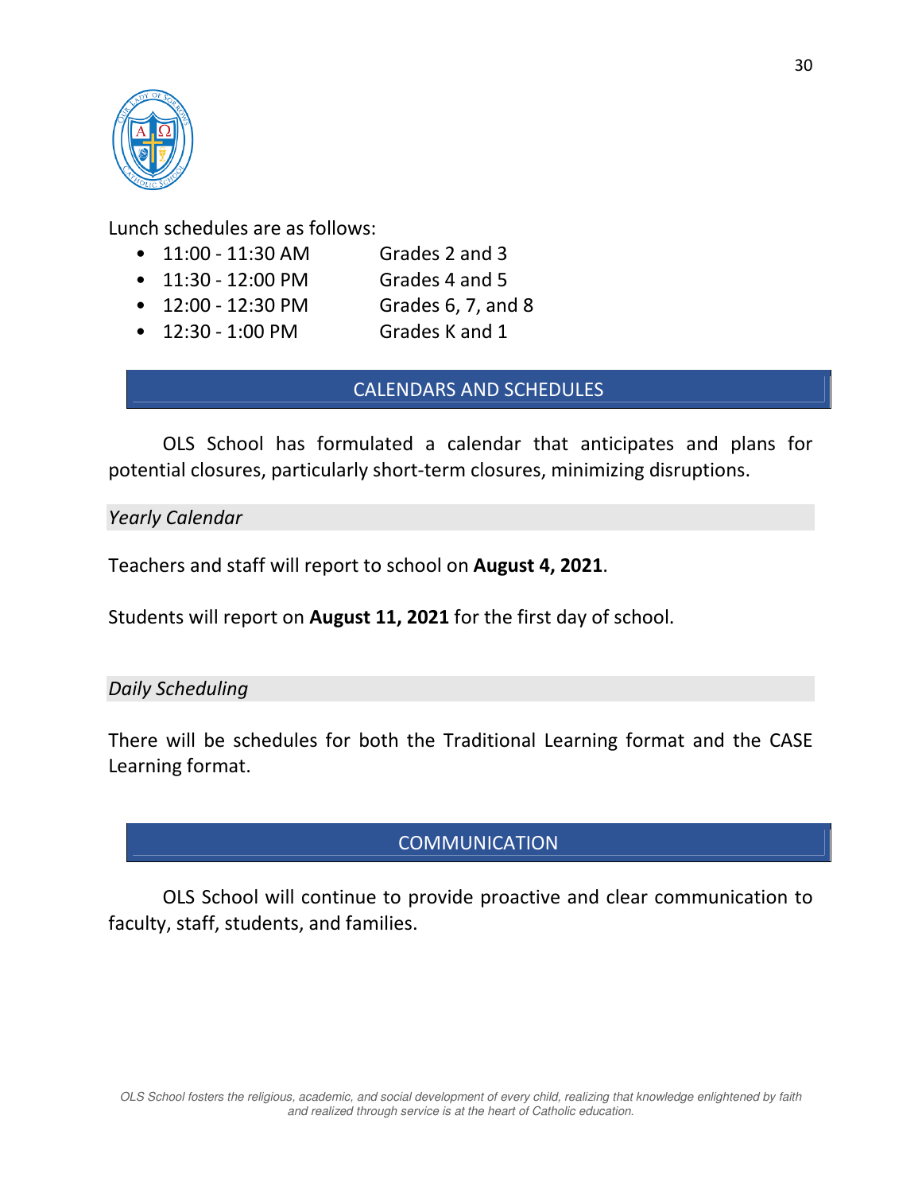Lunch schedules are as follows:

- 11:00 - 11:30 AM	Grades 2 and 3
- 11:30 - 12:00 PM	Grades 4 and 5
- 12:00 - 12:30 PM	Grades 6, 7, and 8
- 12:30 - 1:00 PM	Grades K and 1

## CALENDARS AND SCHEDULES

OLS School has formulated a calendar that anticipates and plans for potential closures, particularly short-term closures, minimizing disruptions.

### *Yearly Calendar*

Teachers and staff will report to school on **August 4, 2021**.

Students will report on **August 11, 2021** for the first day of school.

### *Daily Scheduling*

There will be schedules for both the Traditional Learning format and the CASE Learning format.

## COMMUNICATION

OLS School will continue to provide proactive and clear communication to faculty, staff, students, and families.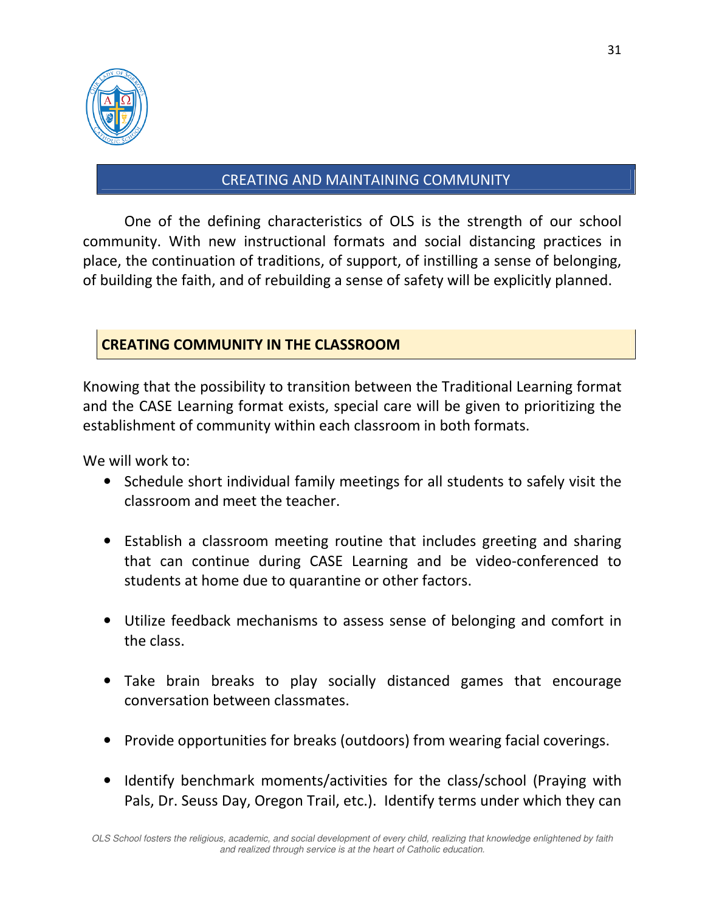## CREATING AND MAINTAINING COMMUNITY

One of the defining characteristics of OLS is the strength of our school community. With new instructional formats and social distancing practices in place, the continuation of traditions, of support, of instilling a sense of belonging, of building the faith, and of rebuilding a sense of safety will be explicitly planned.

### CREATING COMMUNITY IN THE CLASSROOM

Knowing that the possibility to transition between the Traditional Learning format and the CASE Learning format exists, special care will be given to prioritizing the establishment of community within each classroom in both formats.

We will work to:

- Schedule short individual family meetings for all students to safely visit the classroom and meet the teacher.
- Establish a classroom meeting routine that includes greeting and sharing that can continue during CASE Learning and be video-conferenced to students at home due to quarantine or other factors.
- Utilize feedback mechanisms to assess sense of belonging and comfort in the class.
- Take brain breaks to play socially distanced games that encourage conversation between classmates.
- Provide opportunities for breaks (outdoors) from wearing facial coverings.
- Identify benchmark moments/activities for the class/school (Praying with Pals, Dr. Seuss Day, Oregon Trail, etc.). Identify terms under which they can

*OLS School fosters the religious, academic, and social development of every child, realizing that knowledge enlightened by faith and realized through service is at the heart of Catholic education.*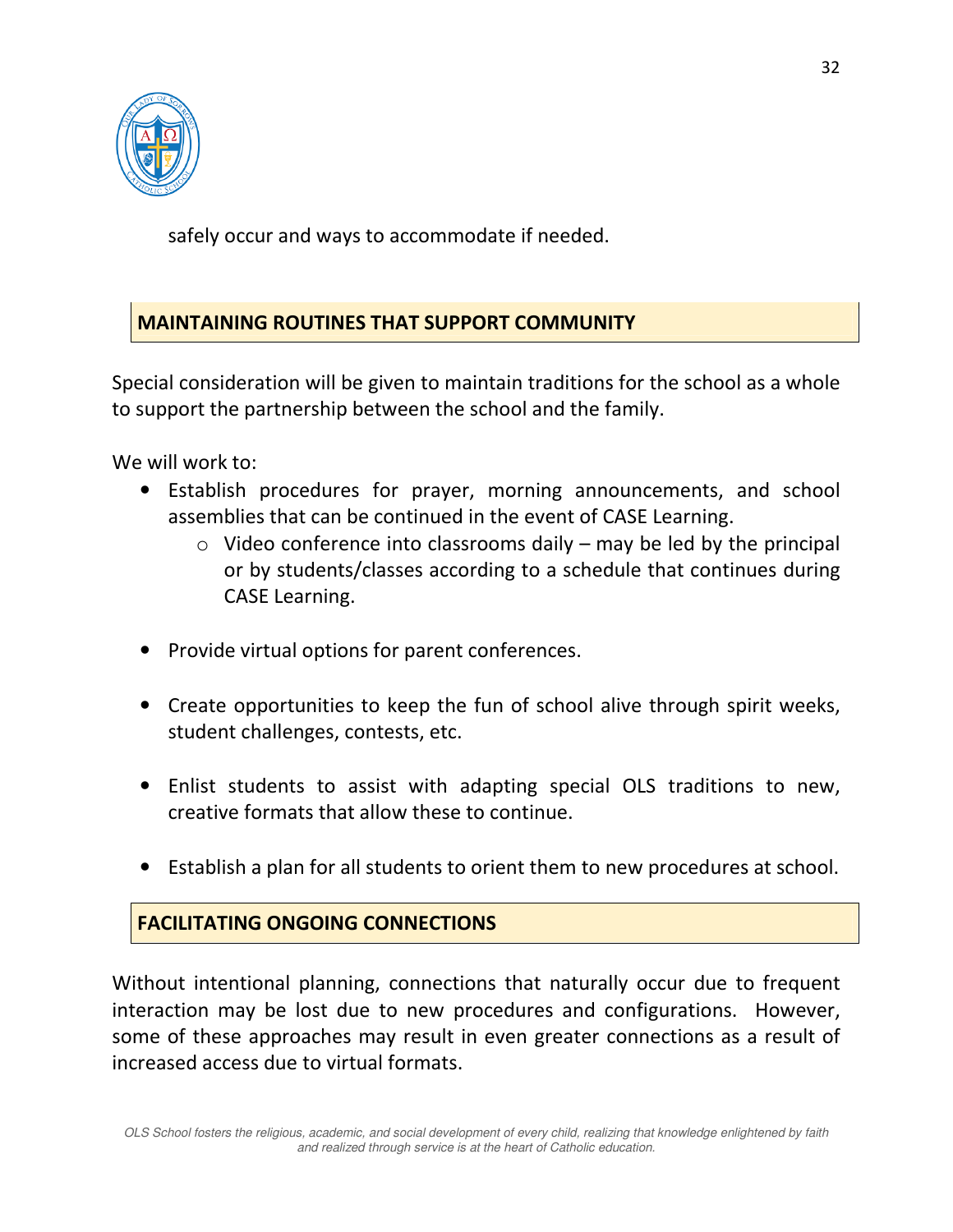safely occur and ways to accommodate if needed.

## MAINTAINING ROUTINES THAT SUPPORT COMMUNITY

Special consideration will be given to maintain traditions for the school as a whole to support the partnership between the school and the family.

We will work to:

- Establish procedures for prayer, morning announcements, and school assemblies that can be continued in the event of CASE Learning.
  - Video conference into classrooms daily – may be led by the principal or by students/classes according to a schedule that continues during CASE Learning.
- Provide virtual options for parent conferences.
- Create opportunities to keep the fun of school alive through spirit weeks, student challenges, contests, etc.
- Enlist students to assist with adapting special OLS traditions to new, creative formats that allow these to continue.
- Establish a plan for all students to orient them to new procedures at school.

## FACILITATING ONGOING CONNECTIONS

Without intentional planning, connections that naturally occur due to frequent interaction may be lost due to new procedures and configurations. However, some of these approaches may result in even greater connections as a result of increased access due to virtual formats.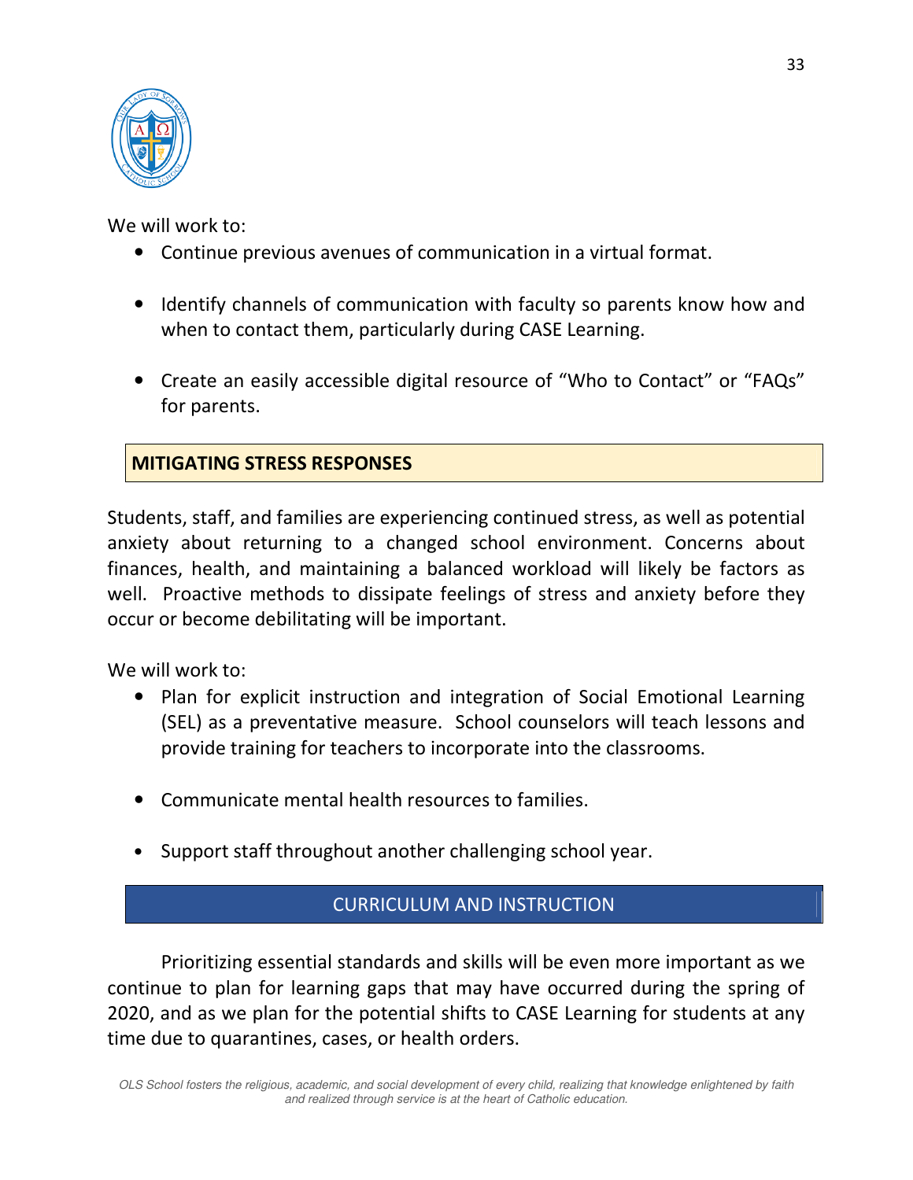We will work to:

- Continue previous avenues of communication in a virtual format.
- Identify channels of communication with faculty so parents know how and when to contact them, particularly during CASE Learning.
- Create an easily accessible digital resource of "Who to Contact" or "FAQs" for parents.

## MITIGATING STRESS RESPONSES

Students, staff, and families are experiencing continued stress, as well as potential anxiety about returning to a changed school environment. Concerns about finances, health, and maintaining a balanced workload will likely be factors as well. Proactive methods to dissipate feelings of stress and anxiety before they occur or become debilitating will be important.

We will work to:

- Plan for explicit instruction and integration of Social Emotional Learning (SEL) as a preventative measure. School counselors will teach lessons and provide training for teachers to incorporate into the classrooms.
- Communicate mental health resources to families.
- Support staff throughout another challenging school year.

## CURRICULUM AND INSTRUCTION

Prioritizing essential standards and skills will be even more important as we continue to plan for learning gaps that may have occurred during the spring of 2020, and as we plan for the potential shifts to CASE Learning for students at any time due to quarantines, cases, or health orders.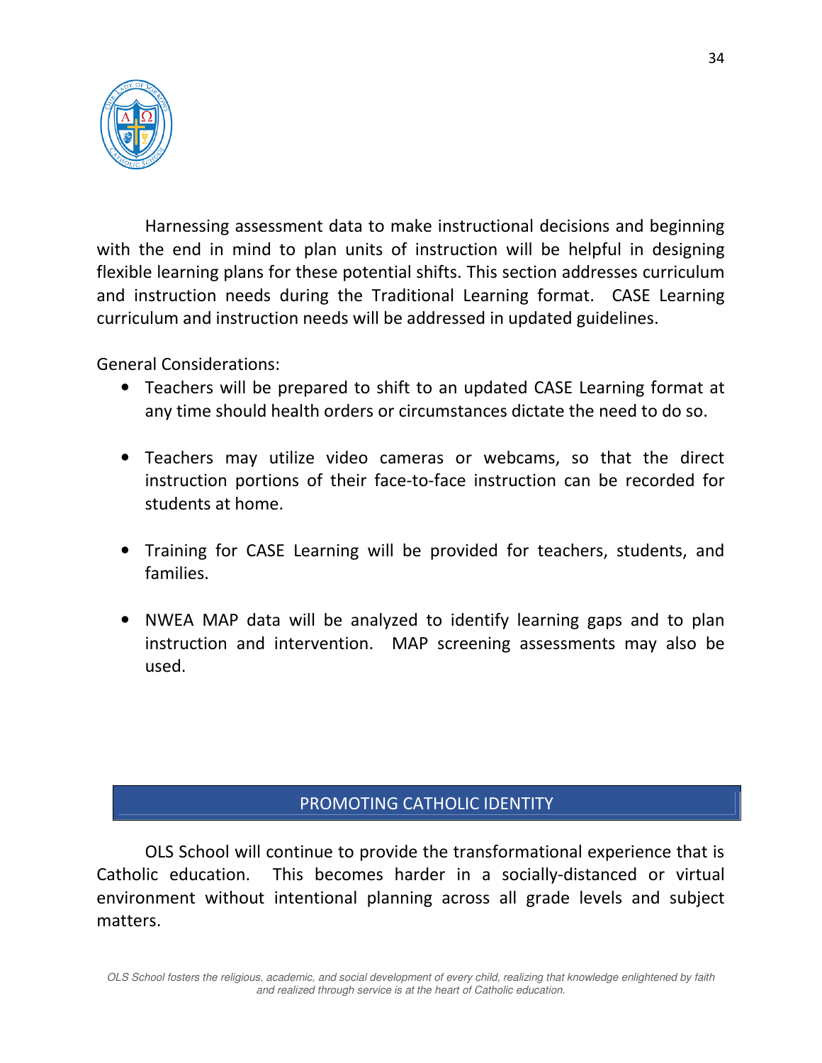Harnessing assessment data to make instructional decisions and beginning with the end in mind to plan units of instruction will be helpful in designing flexible learning plans for these potential shifts. This section addresses curriculum and instruction needs during the Traditional Learning format. CASE Learning curriculum and instruction needs will be addressed in updated guidelines.

General Considerations:

- Teachers will be prepared to shift to an updated CASE Learning format at any time should health orders or circumstances dictate the need to do so.
- Teachers may utilize video cameras or webcams, so that the direct instruction portions of their face-to-face instruction can be recorded for students at home.
- Training for CASE Learning will be provided for teachers, students, and families.
- NWEA MAP data will be analyzed to identify learning gaps and to plan instruction and intervention. MAP screening assessments may also be used.

## PROMOTING CATHOLIC IDENTITY

OLS School will continue to provide the transformational experience that is Catholic education. This becomes harder in a socially-distanced or virtual environment without intentional planning across all grade levels and subject matters.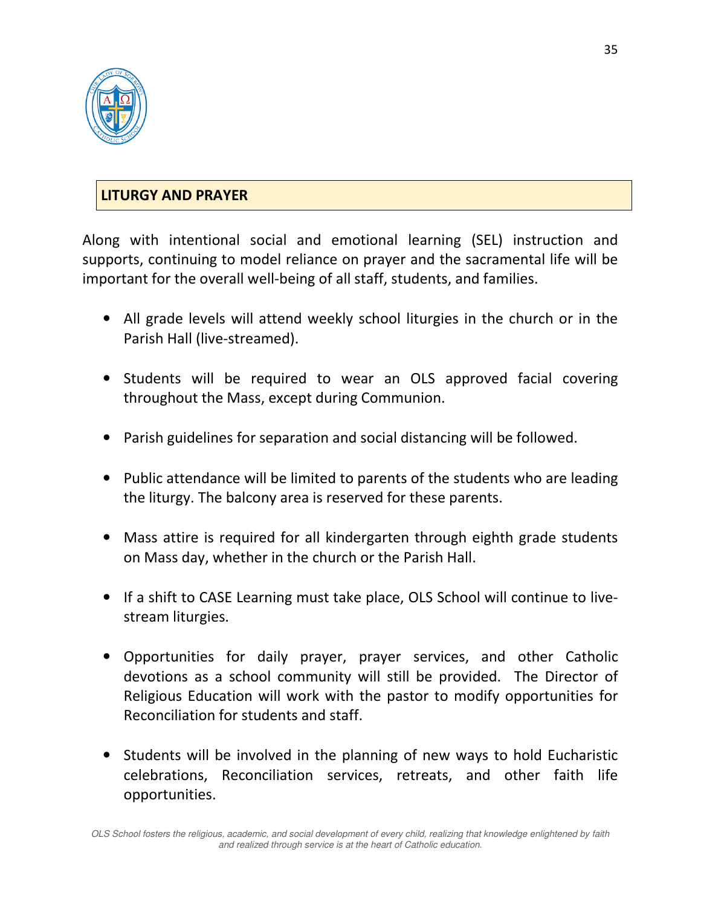## LITURGY AND PRAYER

Along with intentional social and emotional learning (SEL) instruction and supports, continuing to model reliance on prayer and the sacramental life will be important for the overall well-being of all staff, students, and families.

- All grade levels will attend weekly school liturgies in the church or in the Parish Hall (live-streamed).
- Students will be required to wear an OLS approved facial covering throughout the Mass, except during Communion.
- Parish guidelines for separation and social distancing will be followed.
- Public attendance will be limited to parents of the students who are leading the liturgy. The balcony area is reserved for these parents.
- Mass attire is required for all kindergarten through eighth grade students on Mass day, whether in the church or the Parish Hall.
- If a shift to CASE Learning must take place, OLS School will continue to live-stream liturgies.
- Opportunities for daily prayer, prayer services, and other Catholic devotions as a school community will still be provided. The Director of Religious Education will work with the pastor to modify opportunities for Reconciliation for students and staff.
- Students will be involved in the planning of new ways to hold Eucharistic celebrations, Reconciliation services, retreats, and other faith life opportunities.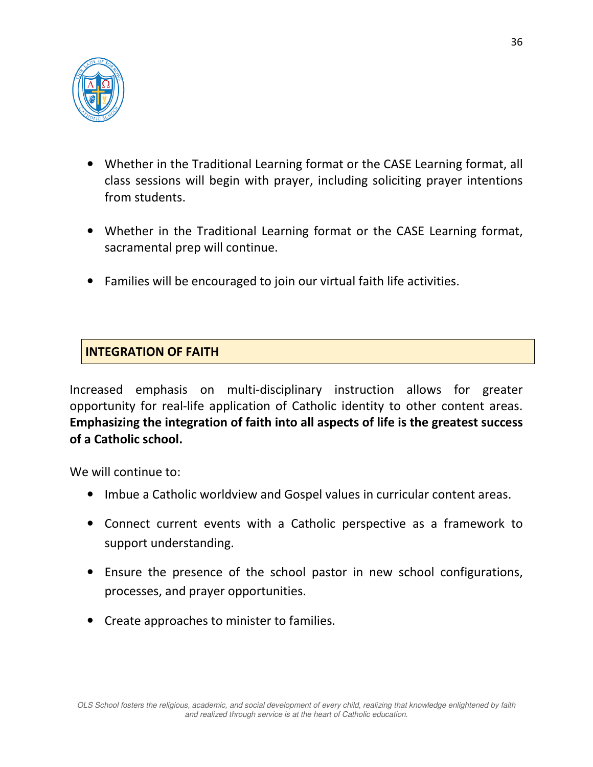- Whether in the Traditional Learning format or the CASE Learning format, all class sessions will begin with prayer, including soliciting prayer intentions from students.

- Whether in the Traditional Learning format or the CASE Learning format, sacramental prep will continue.

- Families will be encouraged to join our virtual faith life activities.

## INTEGRATION OF FAITH

Increased emphasis on multi-disciplinary instruction allows for greater opportunity for real-life application of Catholic identity to other content areas. **Emphasizing the integration of faith into all aspects of life is the greatest success of a Catholic school.**

We will continue to:

- Imbue a Catholic worldview and Gospel values in curricular content areas.

- Connect current events with a Catholic perspective as a framework to support understanding.

- Ensure the presence of the school pastor in new school configurations, processes, and prayer opportunities.

- Create approaches to minister to families.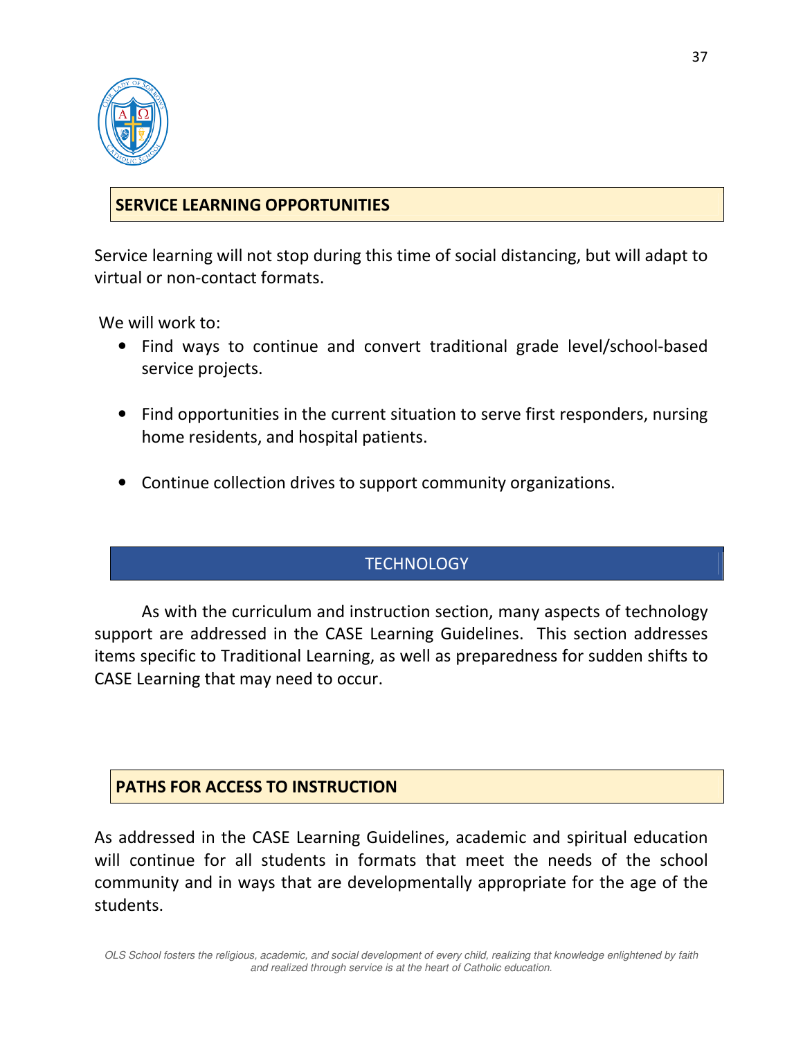## SERVICE LEARNING OPPORTUNITIES

Service learning will not stop during this time of social distancing, but will adapt to virtual or non-contact formats.

We will work to:

- Find ways to continue and convert traditional grade level/school-based service projects.
- Find opportunities in the current situation to serve first responders, nursing home residents, and hospital patients.
- Continue collection drives to support community organizations.

## TECHNOLOGY

As with the curriculum and instruction section, many aspects of technology support are addressed in the CASE Learning Guidelines. This section addresses items specific to Traditional Learning, as well as preparedness for sudden shifts to CASE Learning that may need to occur.

## PATHS FOR ACCESS TO INSTRUCTION

As addressed in the CASE Learning Guidelines, academic and spiritual education will continue for all students in formats that meet the needs of the school community and in ways that are developmentally appropriate for the age of the students.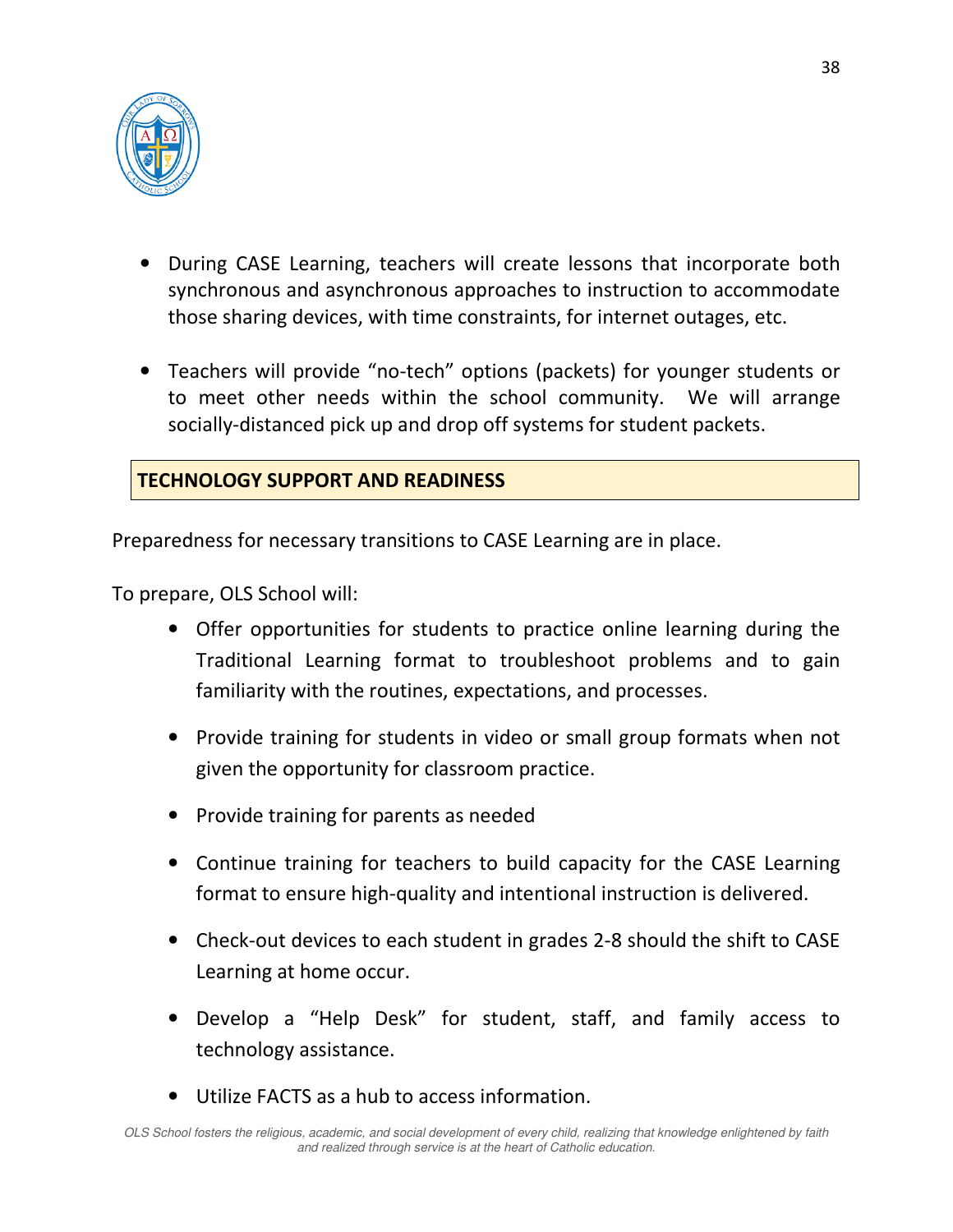- During CASE Learning, teachers will create lessons that incorporate both synchronous and asynchronous approaches to instruction to accommodate those sharing devices, with time constraints, for internet outages, etc.

- Teachers will provide “no-tech” options (packets) for younger students or to meet other needs within the school community. We will arrange socially-distanced pick up and drop off systems for student packets.

## TECHNOLOGY SUPPORT AND READINESS

Preparedness for necessary transitions to CASE Learning are in place.

To prepare, OLS School will:

- Offer opportunities for students to practice online learning during the Traditional Learning format to troubleshoot problems and to gain familiarity with the routines, expectations, and processes.

- Provide training for students in video or small group formats when not given the opportunity for classroom practice.

- Provide training for parents as needed

- Continue training for teachers to build capacity for the CASE Learning format to ensure high-quality and intentional instruction is delivered.

- Check-out devices to each student in grades 2-8 should the shift to CASE Learning at home occur.

- Develop a “Help Desk” for student, staff, and family access to technology assistance.

- Utilize FACTS as a hub to access information.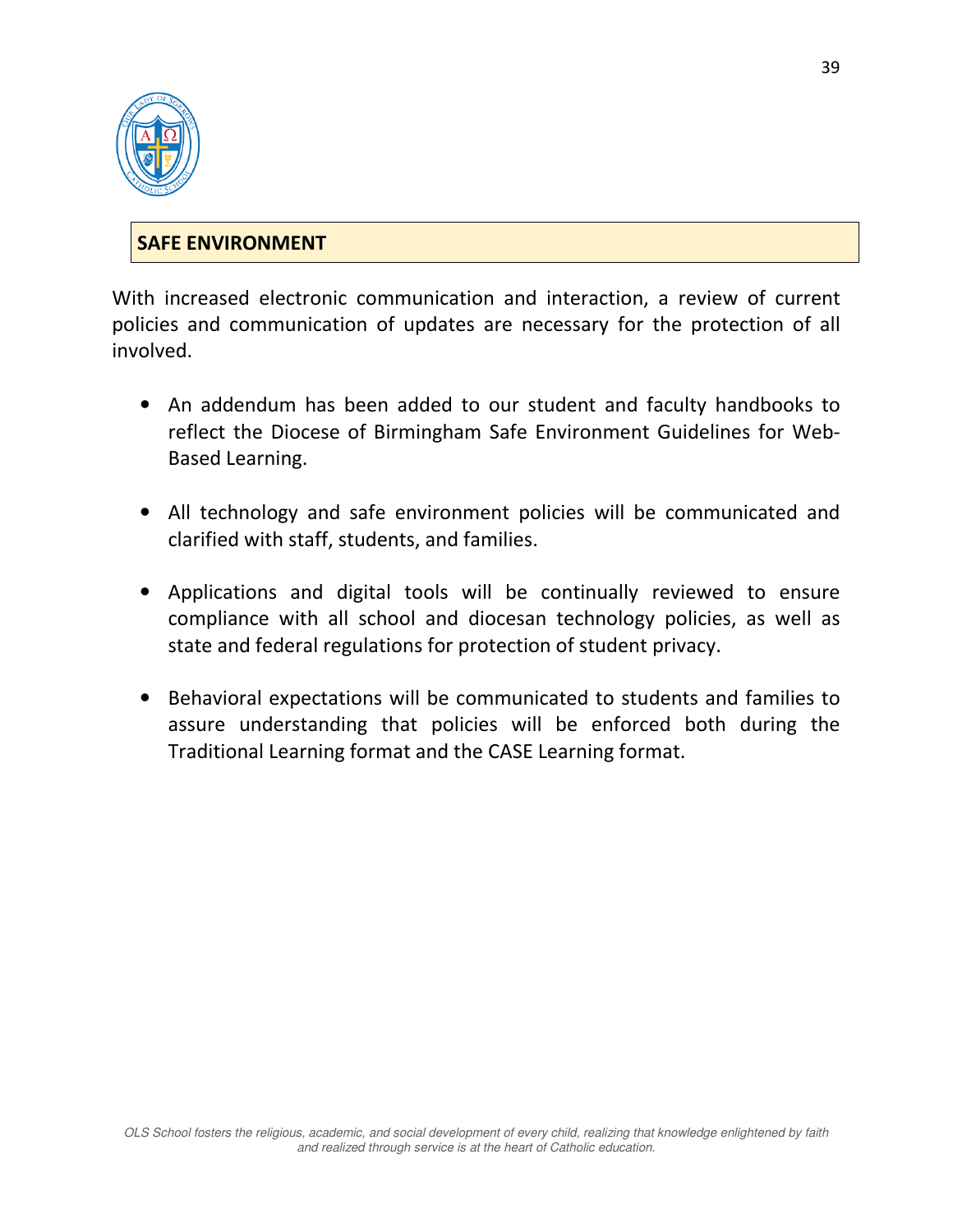## SAFE ENVIRONMENT

With increased electronic communication and interaction, a review of current policies and communication of updates are necessary for the protection of all involved.

- An addendum has been added to our student and faculty handbooks to reflect the Diocese of Birmingham Safe Environment Guidelines for Web-Based Learning.
- All technology and safe environment policies will be communicated and clarified with staff, students, and families.
- Applications and digital tools will be continually reviewed to ensure compliance with all school and diocesan technology policies, as well as state and federal regulations for protection of student privacy.
- Behavioral expectations will be communicated to students and families to assure understanding that policies will be enforced both during the Traditional Learning format and the CASE Learning format.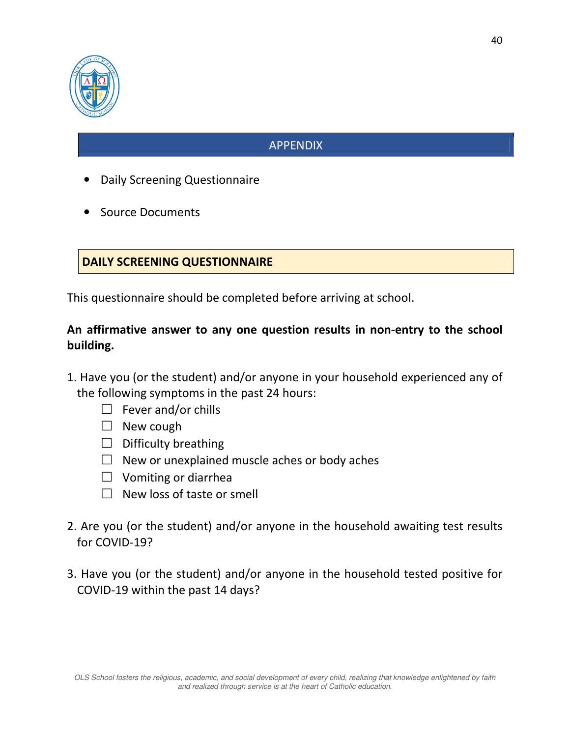## APPENDIX

- Daily Screening Questionnaire
- Source Documents

## DAILY SCREENING QUESTIONNAIRE

This questionnaire should be completed before arriving at school.

**An affirmative answer to any one question results in non-entry to the school building.**

1. Have you (or the student) and/or anyone in your household experienced any of the following symptoms in the past 24 hours:
   - ☐ Fever and/or chills
   - ☐ New cough
   - ☐ Difficulty breathing
   - ☐ New or unexplained muscle aches or body aches
   - ☐ Vomiting or diarrhea
   - ☐ New loss of taste or smell

2. Are you (or the student) and/or anyone in the household awaiting test results for COVID-19?

3. Have you (or the student) and/or anyone in the household tested positive for COVID-19 within the past 14 days?

*OLS School fosters the religious, academic, and social development of every child, realizing that knowledge enlightened by faith and realized through service is at the heart of Catholic education.*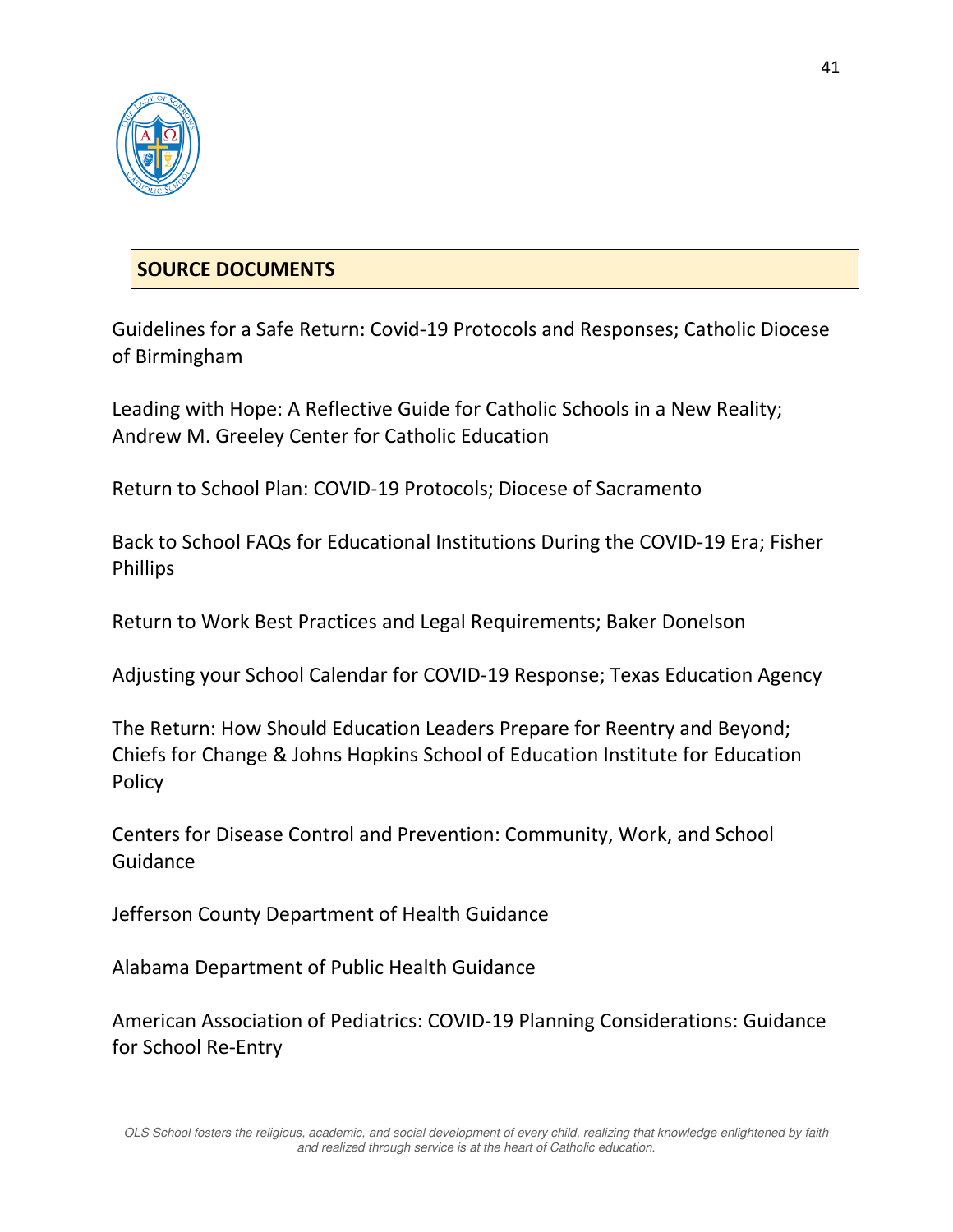## SOURCE DOCUMENTS

Guidelines for a Safe Return: Covid-19 Protocols and Responses; Catholic Diocese of Birmingham

Leading with Hope: A Reflective Guide for Catholic Schools in a New Reality; Andrew M. Greeley Center for Catholic Education

Return to School Plan: COVID-19 Protocols; Diocese of Sacramento

Back to School FAQs for Educational Institutions During the COVID-19 Era; Fisher Phillips

Return to Work Best Practices and Legal Requirements; Baker Donelson

Adjusting your School Calendar for COVID-19 Response; Texas Education Agency

The Return: How Should Education Leaders Prepare for Reentry and Beyond; Chiefs for Change & Johns Hopkins School of Education Institute for Education Policy

Centers for Disease Control and Prevention: Community, Work, and School Guidance

Jefferson County Department of Health Guidance

Alabama Department of Public Health Guidance

American Association of Pediatrics: COVID-19 Planning Considerations: Guidance for School Re-Entry